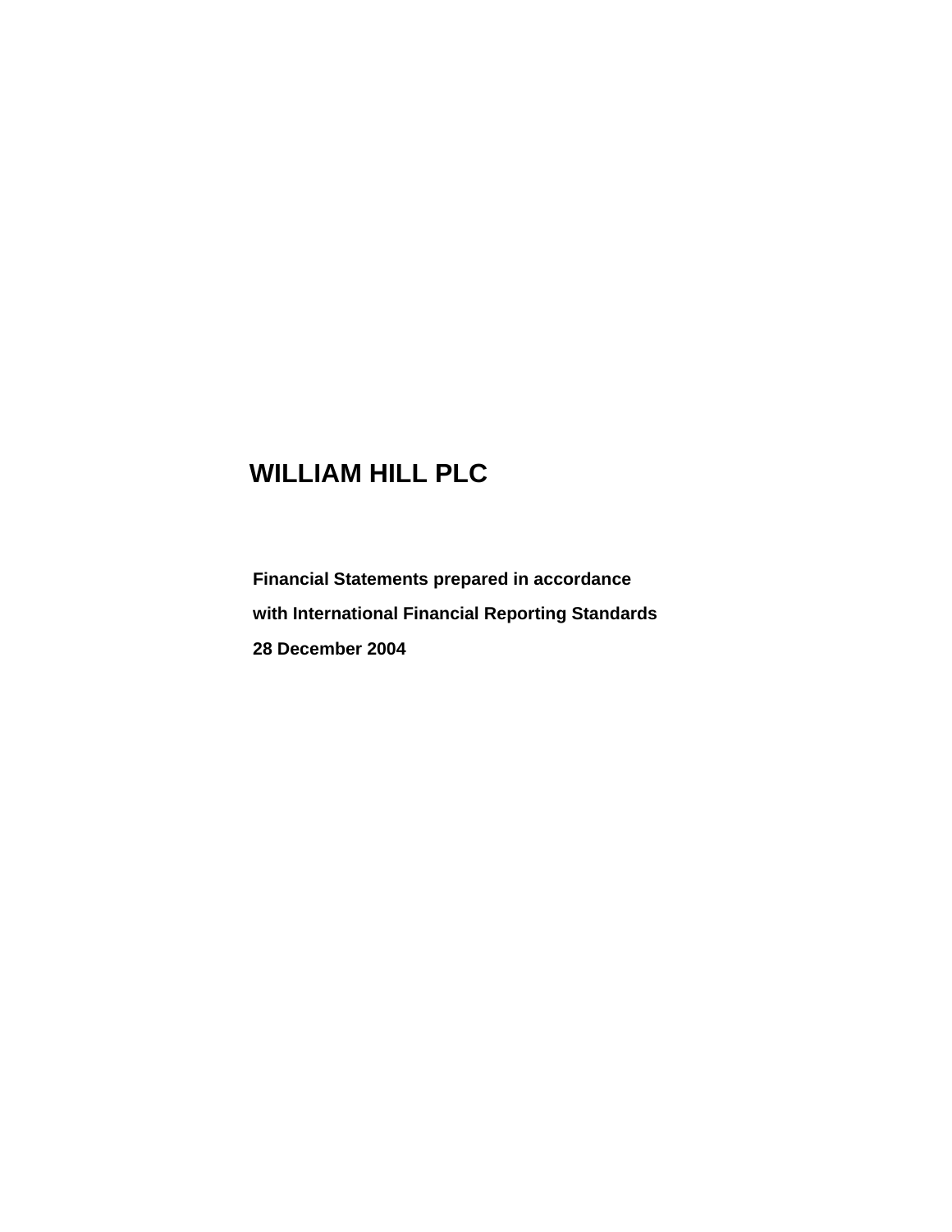# WILLIAM HILL PLC

**Financial Statements prepared in accordance**

**with International Financial Reporting Standards**

**28 December 2004**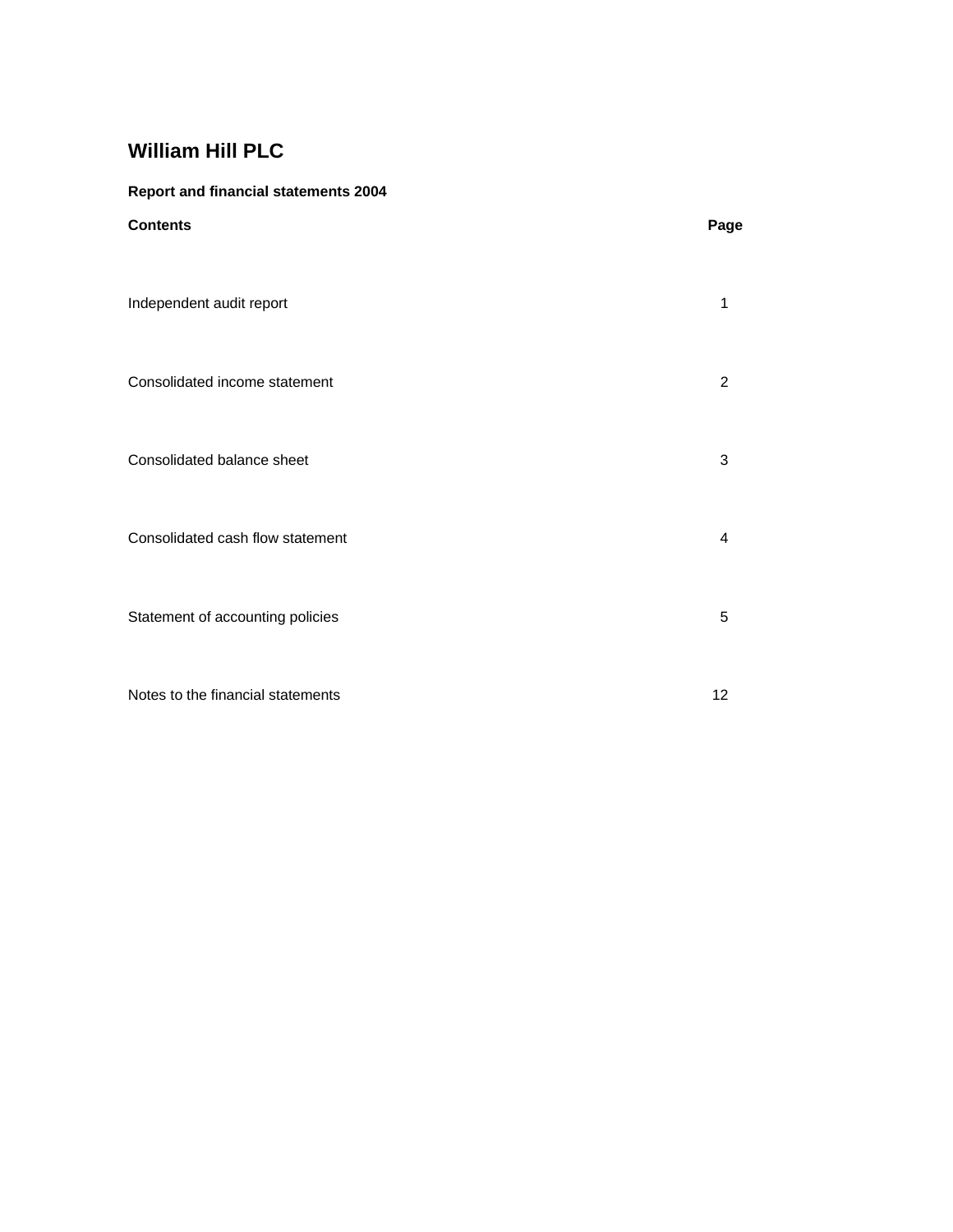# William Hill PLC

**Report and financial statements 2004**

| **Contents** | **Page** |
| --- | --- |
| Independent audit report | 1 |
| Consolidated income statement | 2 |
| Consolidated balance sheet | 3 |
| Consolidated cash flow statement | 4 |
| Statement of accounting policies | 5 |
| Notes to the financial statements | 12 |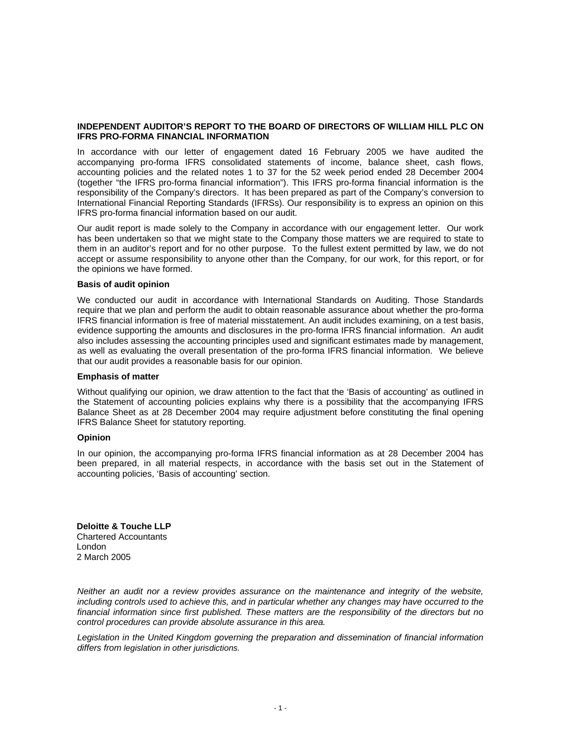**INDEPENDENT AUDITOR'S REPORT TO THE BOARD OF DIRECTORS OF WILLIAM HILL PLC ON IFRS PRO-FORMA FINANCIAL INFORMATION**

In accordance with our letter of engagement dated 16 February 2005 we have audited the accompanying pro-forma IFRS consolidated statements of income, balance sheet, cash flows, accounting policies and the related notes 1 to 37 for the 52 week period ended 28 December 2004 (together "the IFRS pro-forma financial information"). This IFRS pro-forma financial information is the responsibility of the Company's directors. It has been prepared as part of the Company's conversion to International Financial Reporting Standards (IFRSs). Our responsibility is to express an opinion on this IFRS pro-forma financial information based on our audit.

Our audit report is made solely to the Company in accordance with our engagement letter. Our work has been undertaken so that we might state to the Company those matters we are required to state to them in an auditor's report and for no other purpose. To the fullest extent permitted by law, we do not accept or assume responsibility to anyone other than the Company, for our work, for this report, or for the opinions we have formed.

**Basis of audit opinion**

We conducted our audit in accordance with International Standards on Auditing. Those Standards require that we plan and perform the audit to obtain reasonable assurance about whether the pro-forma IFRS financial information is free of material misstatement. An audit includes examining, on a test basis, evidence supporting the amounts and disclosures in the pro-forma IFRS financial information. An audit also includes assessing the accounting principles used and significant estimates made by management, as well as evaluating the overall presentation of the pro-forma IFRS financial information. We believe that our audit provides a reasonable basis for our opinion.

**Emphasis of matter**

Without qualifying our opinion, we draw attention to the fact that the 'Basis of accounting' as outlined in the Statement of accounting policies explains why there is a possibility that the accompanying IFRS Balance Sheet as at 28 December 2004 may require adjustment before constituting the final opening IFRS Balance Sheet for statutory reporting.

**Opinion**

In our opinion, the accompanying pro-forma IFRS financial information as at 28 December 2004 has been prepared, in all material respects, in accordance with the basis set out in the Statement of accounting policies, 'Basis of accounting' section.

**Deloitte & Touche LLP**
Chartered Accountants
London
2 March 2005

*Neither an audit nor a review provides assurance on the maintenance and integrity of the website, including controls used to achieve this, and in particular whether any changes may have occurred to the financial information since first published. These matters are the responsibility of the directors but no control procedures can provide absolute assurance in this area.*

*Legislation in the United Kingdom governing the preparation and dissemination of financial information differs from legislation in other jurisdictions.*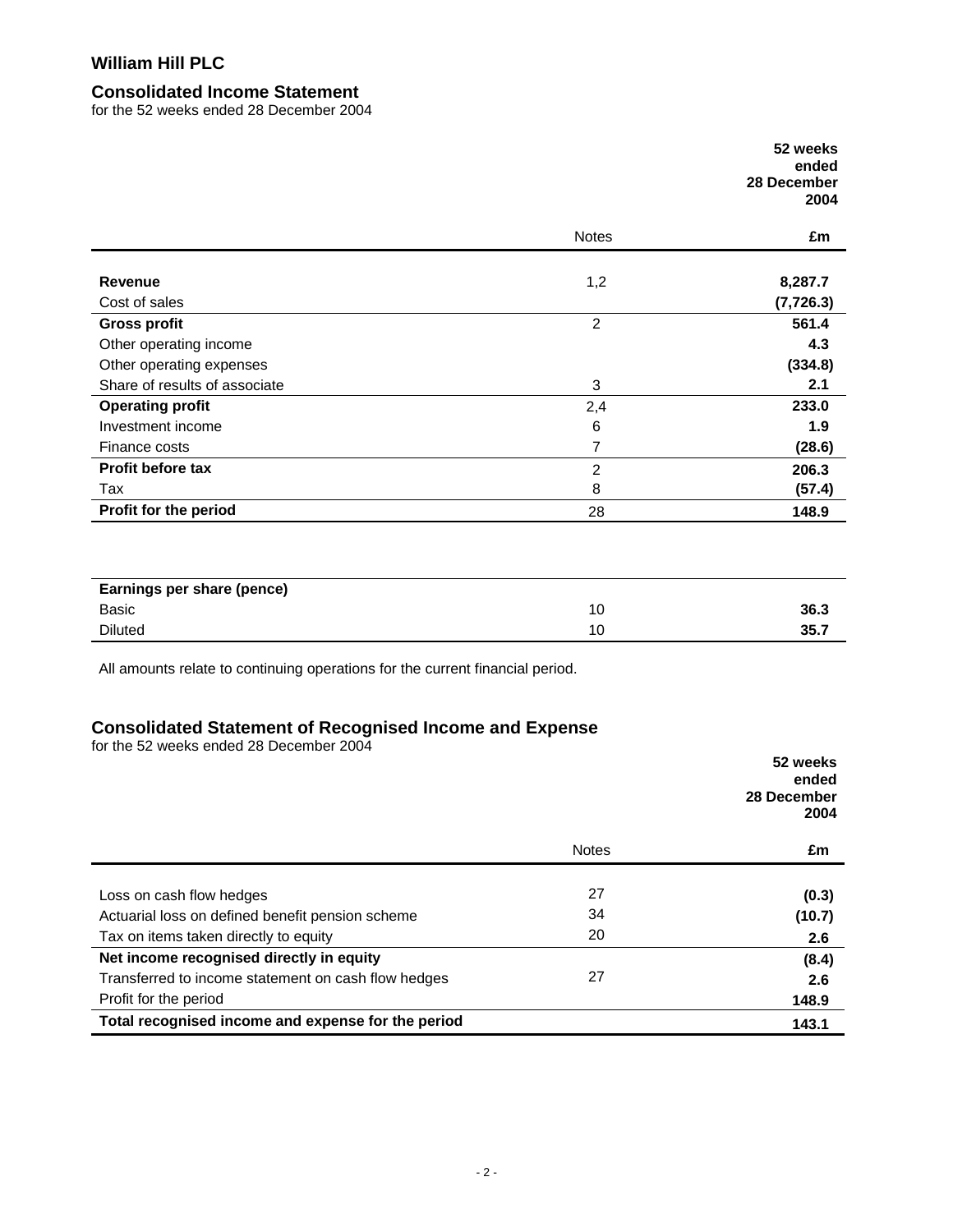# William Hill PLC

## Consolidated Income Statement

for the 52 weeks ended 28 December 2004

| | Notes | 52 weeks ended 28 December 2004 £m |
|---|---|---|
| **Revenue** | 1,2 | **8,287.7** |
| Cost of sales | | **(7,726.3)** |
| **Gross profit** | 2 | **561.4** |
| Other operating income | | **4.3** |
| Other operating expenses | | **(334.8)** |
| Share of results of associate | 3 | **2.1** |
| **Operating profit** | 2,4 | **233.0** |
| Investment income | 6 | **1.9** |
| Finance costs | 7 | **(28.6)** |
| **Profit before tax** | 2 | **206.3** |
| Tax | 8 | **(57.4)** |
| **Profit for the period** | 28 | **148.9** |

| **Earnings per share (pence)** | | |
|---|---|---|
| Basic | 10 | **36.3** |
| Diluted | 10 | **35.7** |

All amounts relate to continuing operations for the current financial period.

## Consolidated Statement of Recognised Income and Expense

for the 52 weeks ended 28 December 2004

| | Notes | 52 weeks ended 28 December 2004 £m |
|---|---|---|
| Loss on cash flow hedges | 27 | **(0.3)** |
| Actuarial loss on defined benefit pension scheme | 34 | **(10.7)** |
| Tax on items taken directly to equity | 20 | **2.6** |
| **Net income recognised directly in equity** | | **(8.4)** |
| Transferred to income statement on cash flow hedges | 27 | **2.6** |
| Profit for the period | | **148.9** |
| **Total recognised income and expense for the period** | | **143.1** |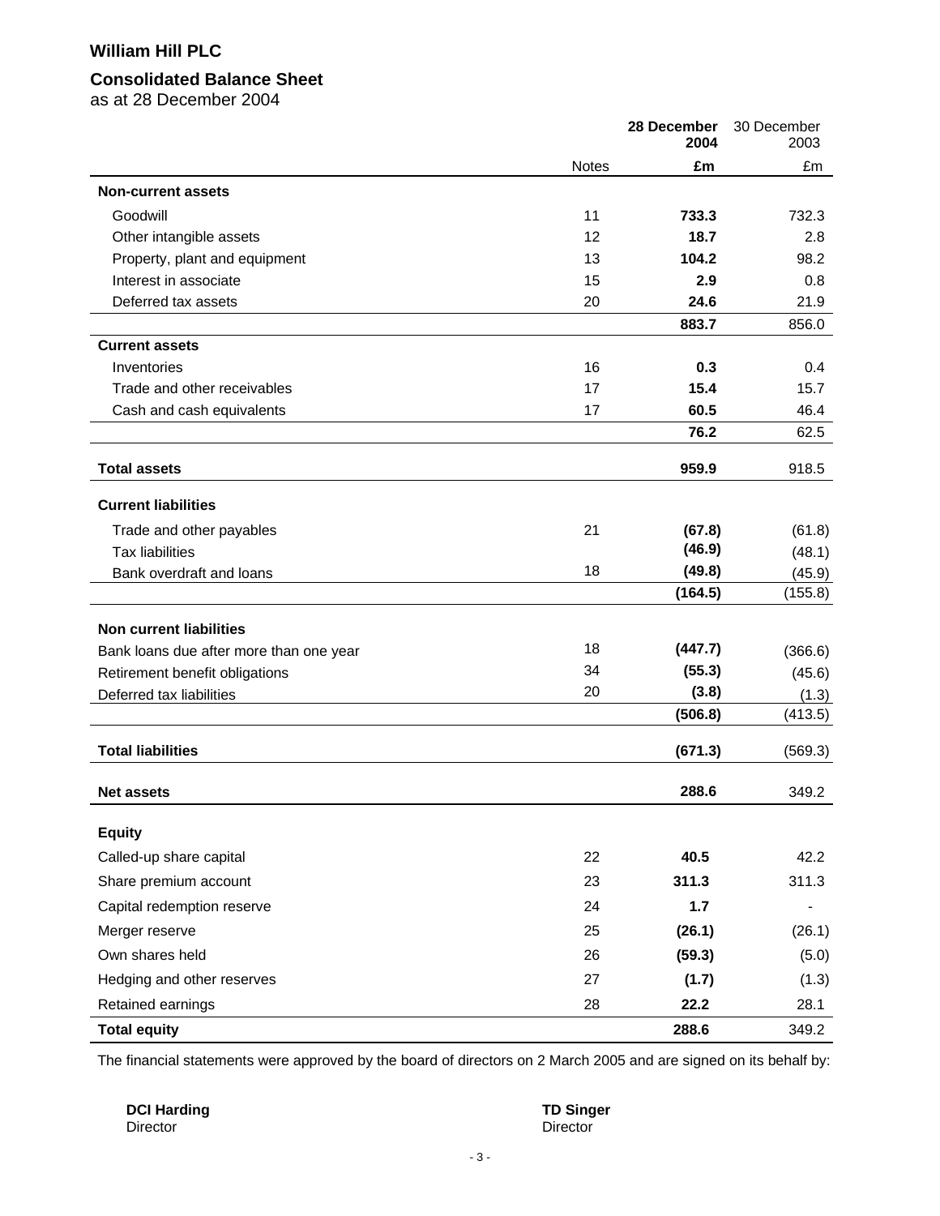# William Hill PLC

## Consolidated Balance Sheet

as at 28 December 2004

| | Notes | **28 December 2004** | 30 December 2003 |
|---|---|---|---|
| | | **£m** | £m |
| **Non-current assets** | | | |
| Goodwill | 11 | **733.3** | 732.3 |
| Other intangible assets | 12 | **18.7** | 2.8 |
| Property, plant and equipment | 13 | **104.2** | 98.2 |
| Interest in associate | 15 | **2.9** | 0.8 |
| Deferred tax assets | 20 | **24.6** | 21.9 |
| | | **883.7** | 856.0 |
| **Current assets** | | | |
| Inventories | 16 | **0.3** | 0.4 |
| Trade and other receivables | 17 | **15.4** | 15.7 |
| Cash and cash equivalents | 17 | **60.5** | 46.4 |
| | | **76.2** | 62.5 |
| **Total assets** | | **959.9** | 918.5 |
| **Current liabilities** | | | |
| Trade and other payables | 21 | **(67.8)** | (61.8) |
| Tax liabilities | | **(46.9)** | (48.1) |
| Bank overdraft and loans | 18 | **(49.8)** | (45.9) |
| | | **(164.5)** | (155.8) |
| **Non current liabilities** | | | |
| Bank loans due after more than one year | 18 | **(447.7)** | (366.6) |
| Retirement benefit obligations | 34 | **(55.3)** | (45.6) |
| Deferred tax liabilities | 20 | **(3.8)** | (1.3) |
| | | **(506.8)** | (413.5) |
| **Total liabilities** | | **(671.3)** | (569.3) |
| **Net assets** | | **288.6** | 349.2 |
| **Equity** | | | |
| Called-up share capital | 22 | **40.5** | 42.2 |
| Share premium account | 23 | **311.3** | 311.3 |
| Capital redemption reserve | 24 | **1.7** | - |
| Merger reserve | 25 | **(26.1)** | (26.1) |
| Own shares held | 26 | **(59.3)** | (5.0) |
| Hedging and other reserves | 27 | **(1.7)** | (1.3) |
| Retained earnings | 28 | **22.2** | 28.1 |
| **Total equity** | | **288.6** | 349.2 |

The financial statements were approved by the board of directors on 2 March 2005 and are signed on its behalf by:

**DCI Harding**
Director

**TD Singer**
Director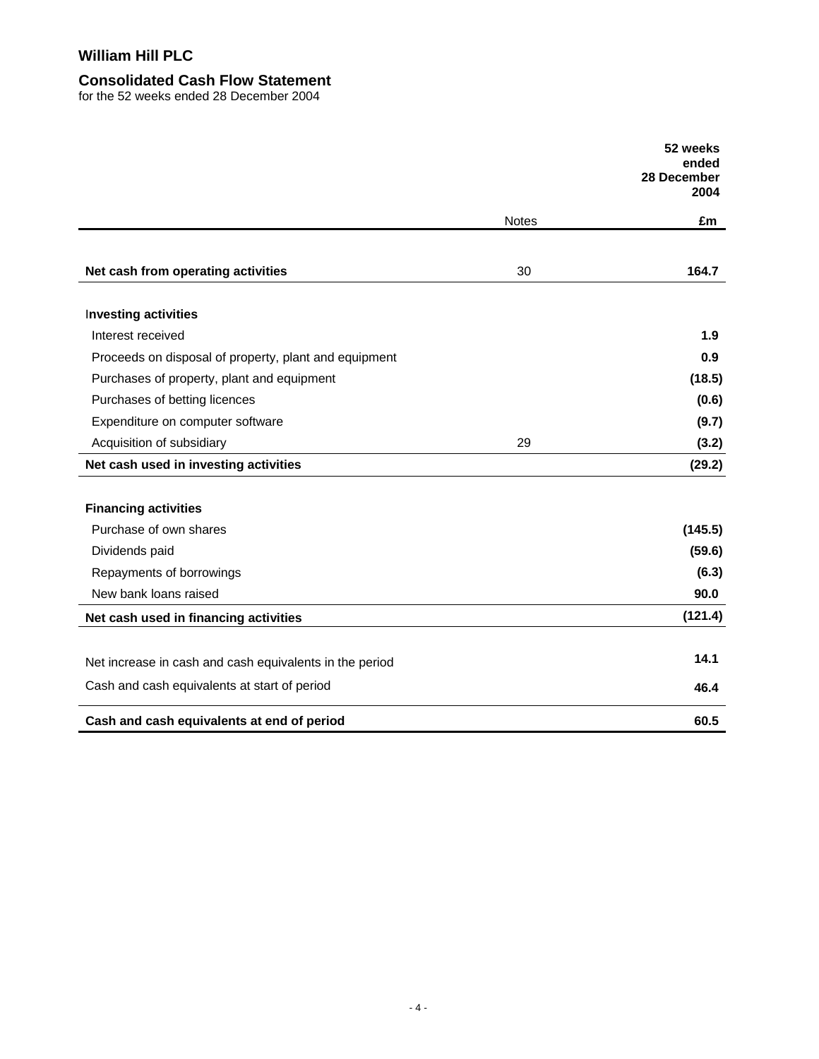# William Hill PLC

## Consolidated Cash Flow Statement

for the 52 weeks ended 28 December 2004

| | Notes | 52 weeks ended 28 December 2004 £m |
|---|---|---|
| **Net cash from operating activities** | 30 | **164.7** |
| **Investing activities** | | |
| Interest received | | **1.9** |
| Proceeds on disposal of property, plant and equipment | | **0.9** |
| Purchases of property, plant and equipment | | **(18.5)** |
| Purchases of betting licences | | **(0.6)** |
| Expenditure on computer software | | **(9.7)** |
| Acquisition of subsidiary | 29 | **(3.2)** |
| **Net cash used in investing activities** | | **(29.2)** |
| **Financing activities** | | |
| Purchase of own shares | | **(145.5)** |
| Dividends paid | | **(59.6)** |
| Repayments of borrowings | | **(6.3)** |
| New bank loans raised | | **90.0** |
| **Net cash used in financing activities** | | **(121.4)** |
| Net increase in cash and cash equivalents in the period | | **14.1** |
| Cash and cash equivalents at start of period | | **46.4** |
| **Cash and cash equivalents at end of period** | | **60.5** |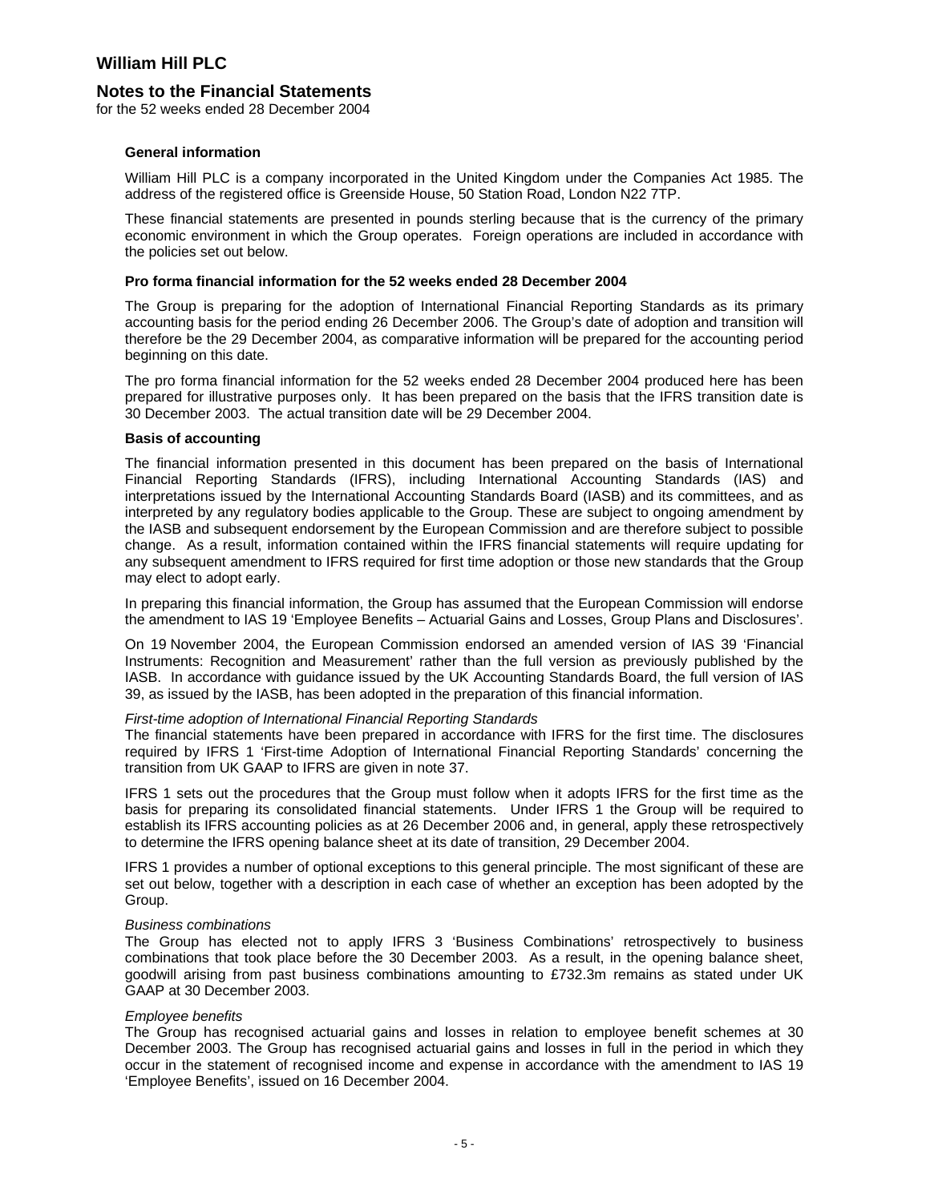# William Hill PLC

## Notes to the Financial Statements

for the 52 weeks ended 28 December 2004

### General information

William Hill PLC is a company incorporated in the United Kingdom under the Companies Act 1985. The address of the registered office is Greenside House, 50 Station Road, London N22 7TP.

These financial statements are presented in pounds sterling because that is the currency of the primary economic environment in which the Group operates. Foreign operations are included in accordance with the policies set out below.

### Pro forma financial information for the 52 weeks ended 28 December 2004

The Group is preparing for the adoption of International Financial Reporting Standards as its primary accounting basis for the period ending 26 December 2006. The Group's date of adoption and transition will therefore be the 29 December 2004, as comparative information will be prepared for the accounting period beginning on this date.

The pro forma financial information for the 52 weeks ended 28 December 2004 produced here has been prepared for illustrative purposes only. It has been prepared on the basis that the IFRS transition date is 30 December 2003. The actual transition date will be 29 December 2004.

### Basis of accounting

The financial information presented in this document has been prepared on the basis of International Financial Reporting Standards (IFRS), including International Accounting Standards (IAS) and interpretations issued by the International Accounting Standards Board (IASB) and its committees, and as interpreted by any regulatory bodies applicable to the Group. These are subject to ongoing amendment by the IASB and subsequent endorsement by the European Commission and are therefore subject to possible change. As a result, information contained within the IFRS financial statements will require updating for any subsequent amendment to IFRS required for first time adoption or those new standards that the Group may elect to adopt early.

In preparing this financial information, the Group has assumed that the European Commission will endorse the amendment to IAS 19 'Employee Benefits – Actuarial Gains and Losses, Group Plans and Disclosures'.

On 19 November 2004, the European Commission endorsed an amended version of IAS 39 'Financial Instruments: Recognition and Measurement' rather than the full version as previously published by the IASB. In accordance with guidance issued by the UK Accounting Standards Board, the full version of IAS 39, as issued by the IASB, has been adopted in the preparation of this financial information.

*First-time adoption of International Financial Reporting Standards*

The financial statements have been prepared in accordance with IFRS for the first time. The disclosures required by IFRS 1 'First-time Adoption of International Financial Reporting Standards' concerning the transition from UK GAAP to IFRS are given in note 37.

IFRS 1 sets out the procedures that the Group must follow when it adopts IFRS for the first time as the basis for preparing its consolidated financial statements. Under IFRS 1 the Group will be required to establish its IFRS accounting policies as at 26 December 2006 and, in general, apply these retrospectively to determine the IFRS opening balance sheet at its date of transition, 29 December 2004.

IFRS 1 provides a number of optional exceptions to this general principle. The most significant of these are set out below, together with a description in each case of whether an exception has been adopted by the Group.

*Business combinations*

The Group has elected not to apply IFRS 3 'Business Combinations' retrospectively to business combinations that took place before the 30 December 2003. As a result, in the opening balance sheet, goodwill arising from past business combinations amounting to £732.3m remains as stated under UK GAAP at 30 December 2003.

*Employee benefits*

The Group has recognised actuarial gains and losses in relation to employee benefit schemes at 30 December 2003. The Group has recognised actuarial gains and losses in full in the period in which they occur in the statement of recognised income and expense in accordance with the amendment to IAS 19 'Employee Benefits', issued on 16 December 2004.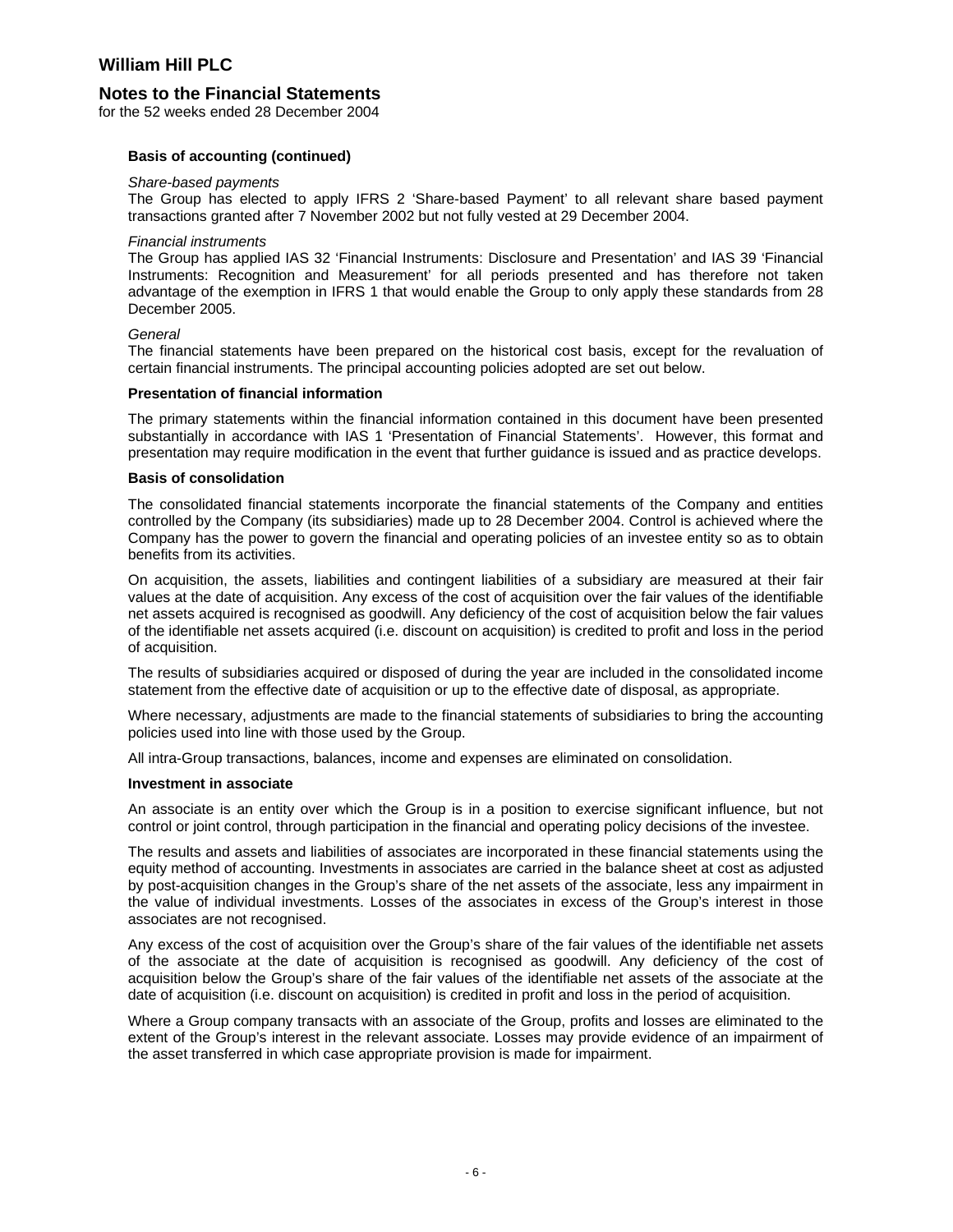**Basis of accounting (continued)**

*Share-based payments*

The Group has elected to apply IFRS 2 'Share-based Payment' to all relevant share based payment transactions granted after 7 November 2002 but not fully vested at 29 December 2004.

*Financial instruments*

The Group has applied IAS 32 'Financial Instruments: Disclosure and Presentation' and IAS 39 'Financial Instruments: Recognition and Measurement' for all periods presented and has therefore not taken advantage of the exemption in IFRS 1 that would enable the Group to only apply these standards from 28 December 2005.

*General*

The financial statements have been prepared on the historical cost basis, except for the revaluation of certain financial instruments. The principal accounting policies adopted are set out below.

**Presentation of financial information**

The primary statements within the financial information contained in this document have been presented substantially in accordance with IAS 1 'Presentation of Financial Statements'. However, this format and presentation may require modification in the event that further guidance is issued and as practice develops.

**Basis of consolidation**

The consolidated financial statements incorporate the financial statements of the Company and entities controlled by the Company (its subsidiaries) made up to 28 December 2004. Control is achieved where the Company has the power to govern the financial and operating policies of an investee entity so as to obtain benefits from its activities.

On acquisition, the assets, liabilities and contingent liabilities of a subsidiary are measured at their fair values at the date of acquisition. Any excess of the cost of acquisition over the fair values of the identifiable net assets acquired is recognised as goodwill. Any deficiency of the cost of acquisition below the fair values of the identifiable net assets acquired (i.e. discount on acquisition) is credited to profit and loss in the period of acquisition.

The results of subsidiaries acquired or disposed of during the year are included in the consolidated income statement from the effective date of acquisition or up to the effective date of disposal, as appropriate.

Where necessary, adjustments are made to the financial statements of subsidiaries to bring the accounting policies used into line with those used by the Group.

All intra-Group transactions, balances, income and expenses are eliminated on consolidation.

**Investment in associate**

An associate is an entity over which the Group is in a position to exercise significant influence, but not control or joint control, through participation in the financial and operating policy decisions of the investee.

The results and assets and liabilities of associates are incorporated in these financial statements using the equity method of accounting. Investments in associates are carried in the balance sheet at cost as adjusted by post-acquisition changes in the Group's share of the net assets of the associate, less any impairment in the value of individual investments. Losses of the associates in excess of the Group's interest in those associates are not recognised.

Any excess of the cost of acquisition over the Group's share of the fair values of the identifiable net assets of the associate at the date of acquisition is recognised as goodwill. Any deficiency of the cost of acquisition below the Group's share of the fair values of the identifiable net assets of the associate at the date of acquisition (i.e. discount on acquisition) is credited in profit and loss in the period of acquisition.

Where a Group company transacts with an associate of the Group, profits and losses are eliminated to the extent of the Group's interest in the relevant associate. Losses may provide evidence of an impairment of the asset transferred in which case appropriate provision is made for impairment.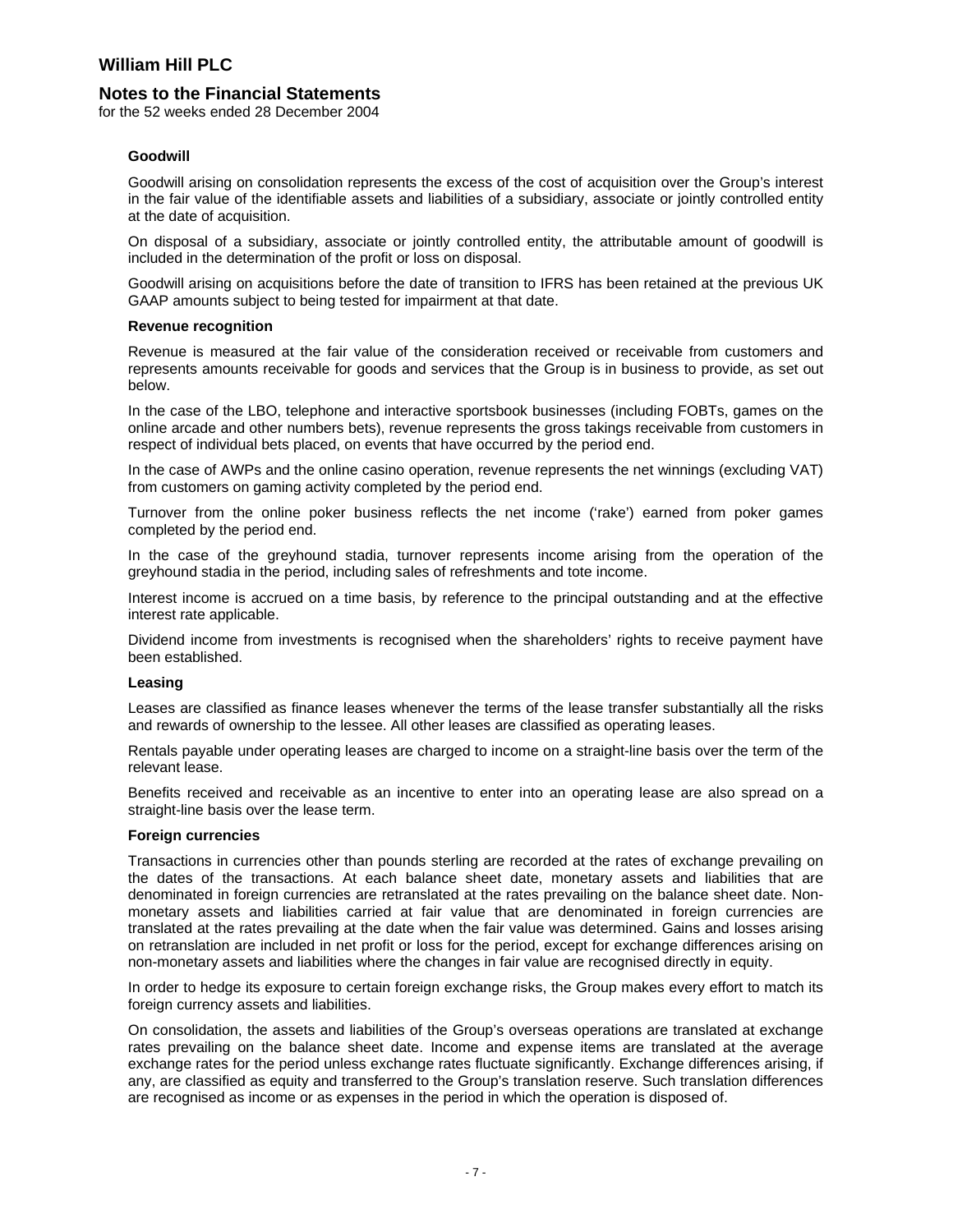### Goodwill

Goodwill arising on consolidation represents the excess of the cost of acquisition over the Group's interest in the fair value of the identifiable assets and liabilities of a subsidiary, associate or jointly controlled entity at the date of acquisition.

On disposal of a subsidiary, associate or jointly controlled entity, the attributable amount of goodwill is included in the determination of the profit or loss on disposal.

Goodwill arising on acquisitions before the date of transition to IFRS has been retained at the previous UK GAAP amounts subject to being tested for impairment at that date.

### Revenue recognition

Revenue is measured at the fair value of the consideration received or receivable from customers and represents amounts receivable for goods and services that the Group is in business to provide, as set out below.

In the case of the LBO, telephone and interactive sportsbook businesses (including FOBTs, games on the online arcade and other numbers bets), revenue represents the gross takings receivable from customers in respect of individual bets placed, on events that have occurred by the period end.

In the case of AWPs and the online casino operation, revenue represents the net winnings (excluding VAT) from customers on gaming activity completed by the period end.

Turnover from the online poker business reflects the net income ('rake') earned from poker games completed by the period end.

In the case of the greyhound stadia, turnover represents income arising from the operation of the greyhound stadia in the period, including sales of refreshments and tote income.

Interest income is accrued on a time basis, by reference to the principal outstanding and at the effective interest rate applicable.

Dividend income from investments is recognised when the shareholders' rights to receive payment have been established.

### Leasing

Leases are classified as finance leases whenever the terms of the lease transfer substantially all the risks and rewards of ownership to the lessee. All other leases are classified as operating leases.

Rentals payable under operating leases are charged to income on a straight-line basis over the term of the relevant lease.

Benefits received and receivable as an incentive to enter into an operating lease are also spread on a straight-line basis over the lease term.

### Foreign currencies

Transactions in currencies other than pounds sterling are recorded at the rates of exchange prevailing on the dates of the transactions. At each balance sheet date, monetary assets and liabilities that are denominated in foreign currencies are retranslated at the rates prevailing on the balance sheet date. Non-monetary assets and liabilities carried at fair value that are denominated in foreign currencies are translated at the rates prevailing at the date when the fair value was determined. Gains and losses arising on retranslation are included in net profit or loss for the period, except for exchange differences arising on non-monetary assets and liabilities where the changes in fair value are recognised directly in equity.

In order to hedge its exposure to certain foreign exchange risks, the Group makes every effort to match its foreign currency assets and liabilities.

On consolidation, the assets and liabilities of the Group's overseas operations are translated at exchange rates prevailing on the balance sheet date. Income and expense items are translated at the average exchange rates for the period unless exchange rates fluctuate significantly. Exchange differences arising, if any, are classified as equity and transferred to the Group's translation reserve. Such translation differences are recognised as income or as expenses in the period in which the operation is disposed of.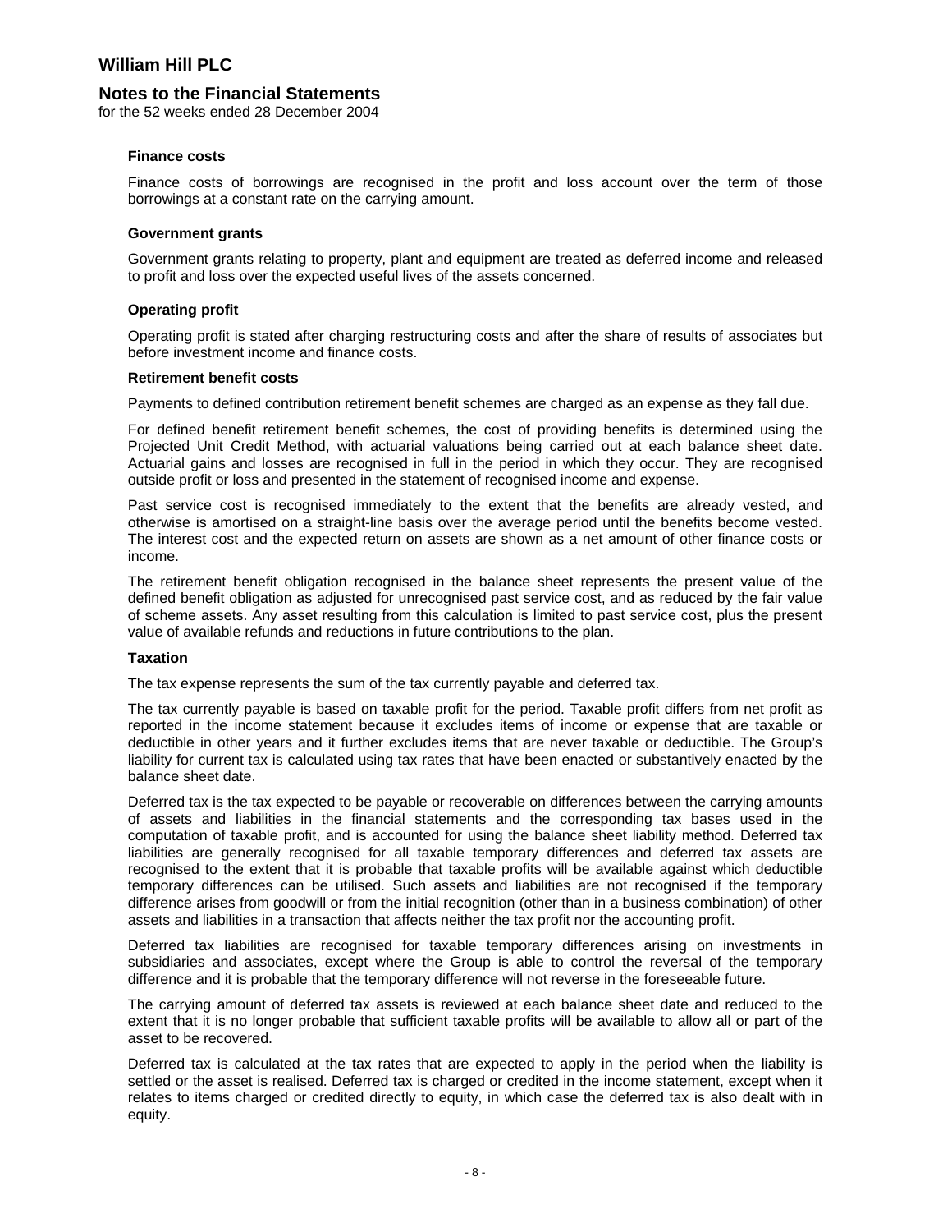**Finance costs**

Finance costs of borrowings are recognised in the profit and loss account over the term of those borrowings at a constant rate on the carrying amount.

**Government grants**

Government grants relating to property, plant and equipment are treated as deferred income and released to profit and loss over the expected useful lives of the assets concerned.

**Operating profit**

Operating profit is stated after charging restructuring costs and after the share of results of associates but before investment income and finance costs.

**Retirement benefit costs**

Payments to defined contribution retirement benefit schemes are charged as an expense as they fall due.

For defined benefit retirement benefit schemes, the cost of providing benefits is determined using the Projected Unit Credit Method, with actuarial valuations being carried out at each balance sheet date. Actuarial gains and losses are recognised in full in the period in which they occur. They are recognised outside profit or loss and presented in the statement of recognised income and expense.

Past service cost is recognised immediately to the extent that the benefits are already vested, and otherwise is amortised on a straight-line basis over the average period until the benefits become vested. The interest cost and the expected return on assets are shown as a net amount of other finance costs or income.

The retirement benefit obligation recognised in the balance sheet represents the present value of the defined benefit obligation as adjusted for unrecognised past service cost, and as reduced by the fair value of scheme assets. Any asset resulting from this calculation is limited to past service cost, plus the present value of available refunds and reductions in future contributions to the plan.

**Taxation**

The tax expense represents the sum of the tax currently payable and deferred tax.

The tax currently payable is based on taxable profit for the period. Taxable profit differs from net profit as reported in the income statement because it excludes items of income or expense that are taxable or deductible in other years and it further excludes items that are never taxable or deductible. The Group's liability for current tax is calculated using tax rates that have been enacted or substantively enacted by the balance sheet date.

Deferred tax is the tax expected to be payable or recoverable on differences between the carrying amounts of assets and liabilities in the financial statements and the corresponding tax bases used in the computation of taxable profit, and is accounted for using the balance sheet liability method. Deferred tax liabilities are generally recognised for all taxable temporary differences and deferred tax assets are recognised to the extent that it is probable that taxable profits will be available against which deductible temporary differences can be utilised. Such assets and liabilities are not recognised if the temporary difference arises from goodwill or from the initial recognition (other than in a business combination) of other assets and liabilities in a transaction that affects neither the tax profit nor the accounting profit.

Deferred tax liabilities are recognised for taxable temporary differences arising on investments in subsidiaries and associates, except where the Group is able to control the reversal of the temporary difference and it is probable that the temporary difference will not reverse in the foreseeable future.

The carrying amount of deferred tax assets is reviewed at each balance sheet date and reduced to the extent that it is no longer probable that sufficient taxable profits will be available to allow all or part of the asset to be recovered.

Deferred tax is calculated at the tax rates that are expected to apply in the period when the liability is settled or the asset is realised. Deferred tax is charged or credited in the income statement, except when it relates to items charged or credited directly to equity, in which case the deferred tax is also dealt with in equity.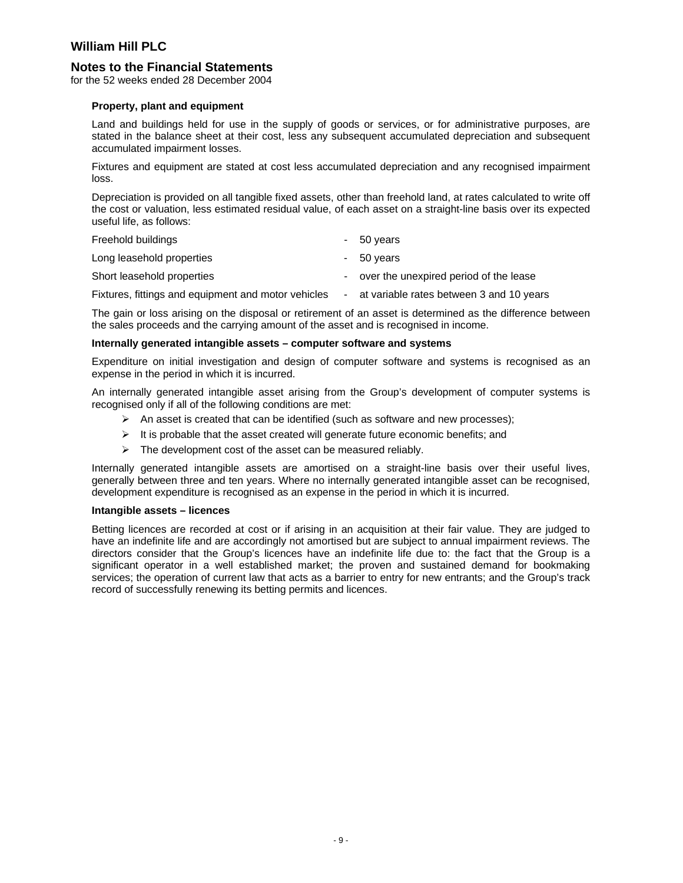**Property, plant and equipment**

Land and buildings held for use in the supply of goods or services, or for administrative purposes, are stated in the balance sheet at their cost, less any subsequent accumulated depreciation and subsequent accumulated impairment losses.

Fixtures and equipment are stated at cost less accumulated depreciation and any recognised impairment loss.

Depreciation is provided on all tangible fixed assets, other than freehold land, at rates calculated to write off the cost or valuation, less estimated residual value, of each asset on a straight-line basis over its expected useful life, as follows:

| | | |
|---|---|---|
| Freehold buildings | - | 50 years |
| Long leasehold properties | - | 50 years |
| Short leasehold properties | - | over the unexpired period of the lease |
| Fixtures, fittings and equipment and motor vehicles | - | at variable rates between 3 and 10 years |

The gain or loss arising on the disposal or retirement of an asset is determined as the difference between the sales proceeds and the carrying amount of the asset and is recognised in income.

**Internally generated intangible assets – computer software and systems**

Expenditure on initial investigation and design of computer software and systems is recognised as an expense in the period in which it is incurred.

An internally generated intangible asset arising from the Group's development of computer systems is recognised only if all of the following conditions are met:

- An asset is created that can be identified (such as software and new processes);
- It is probable that the asset created will generate future economic benefits; and
- The development cost of the asset can be measured reliably.

Internally generated intangible assets are amortised on a straight-line basis over their useful lives, generally between three and ten years. Where no internally generated intangible asset can be recognised, development expenditure is recognised as an expense in the period in which it is incurred.

**Intangible assets – licences**

Betting licences are recorded at cost or if arising in an acquisition at their fair value. They are judged to have an indefinite life and are accordingly not amortised but are subject to annual impairment reviews. The directors consider that the Group's licences have an indefinite life due to: the fact that the Group is a significant operator in a well established market; the proven and sustained demand for bookmaking services; the operation of current law that acts as a barrier to entry for new entrants; and the Group's track record of successfully renewing its betting permits and licences.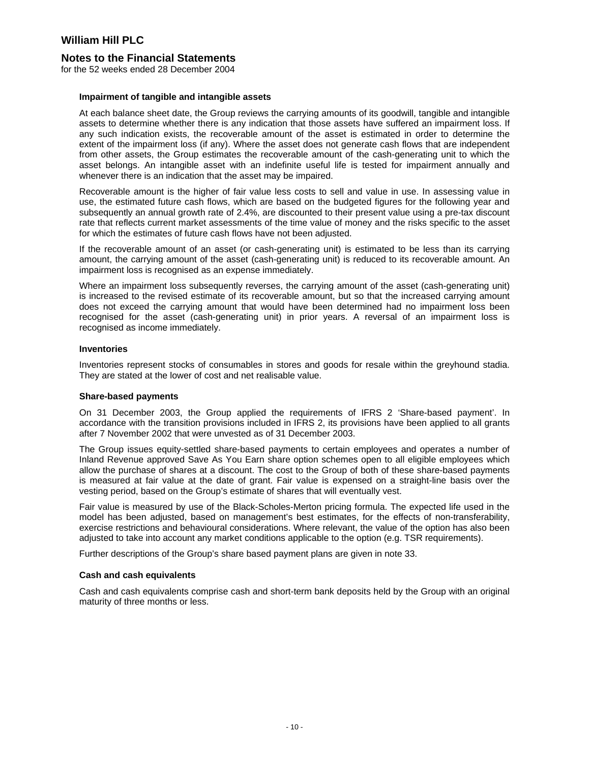**Impairment of tangible and intangible assets**

At each balance sheet date, the Group reviews the carrying amounts of its goodwill, tangible and intangible assets to determine whether there is any indication that those assets have suffered an impairment loss. If any such indication exists, the recoverable amount of the asset is estimated in order to determine the extent of the impairment loss (if any). Where the asset does not generate cash flows that are independent from other assets, the Group estimates the recoverable amount of the cash-generating unit to which the asset belongs. An intangible asset with an indefinite useful life is tested for impairment annually and whenever there is an indication that the asset may be impaired.

Recoverable amount is the higher of fair value less costs to sell and value in use. In assessing value in use, the estimated future cash flows, which are based on the budgeted figures for the following year and subsequently an annual growth rate of 2.4%, are discounted to their present value using a pre-tax discount rate that reflects current market assessments of the time value of money and the risks specific to the asset for which the estimates of future cash flows have not been adjusted.

If the recoverable amount of an asset (or cash-generating unit) is estimated to be less than its carrying amount, the carrying amount of the asset (cash-generating unit) is reduced to its recoverable amount. An impairment loss is recognised as an expense immediately.

Where an impairment loss subsequently reverses, the carrying amount of the asset (cash-generating unit) is increased to the revised estimate of its recoverable amount, but so that the increased carrying amount does not exceed the carrying amount that would have been determined had no impairment loss been recognised for the asset (cash-generating unit) in prior years. A reversal of an impairment loss is recognised as income immediately.

**Inventories**

Inventories represent stocks of consumables in stores and goods for resale within the greyhound stadia. They are stated at the lower of cost and net realisable value.

**Share-based payments**

On 31 December 2003, the Group applied the requirements of IFRS 2 'Share-based payment'. In accordance with the transition provisions included in IFRS 2, its provisions have been applied to all grants after 7 November 2002 that were unvested as of 31 December 2003.

The Group issues equity-settled share-based payments to certain employees and operates a number of Inland Revenue approved Save As You Earn share option schemes open to all eligible employees which allow the purchase of shares at a discount. The cost to the Group of both of these share-based payments is measured at fair value at the date of grant. Fair value is expensed on a straight-line basis over the vesting period, based on the Group's estimate of shares that will eventually vest.

Fair value is measured by use of the Black-Scholes-Merton pricing formula. The expected life used in the model has been adjusted, based on management's best estimates, for the effects of non-transferability, exercise restrictions and behavioural considerations. Where relevant, the value of the option has also been adjusted to take into account any market conditions applicable to the option (e.g. TSR requirements).

Further descriptions of the Group's share based payment plans are given in note 33.

**Cash and cash equivalents**

Cash and cash equivalents comprise cash and short-term bank deposits held by the Group with an original maturity of three months or less.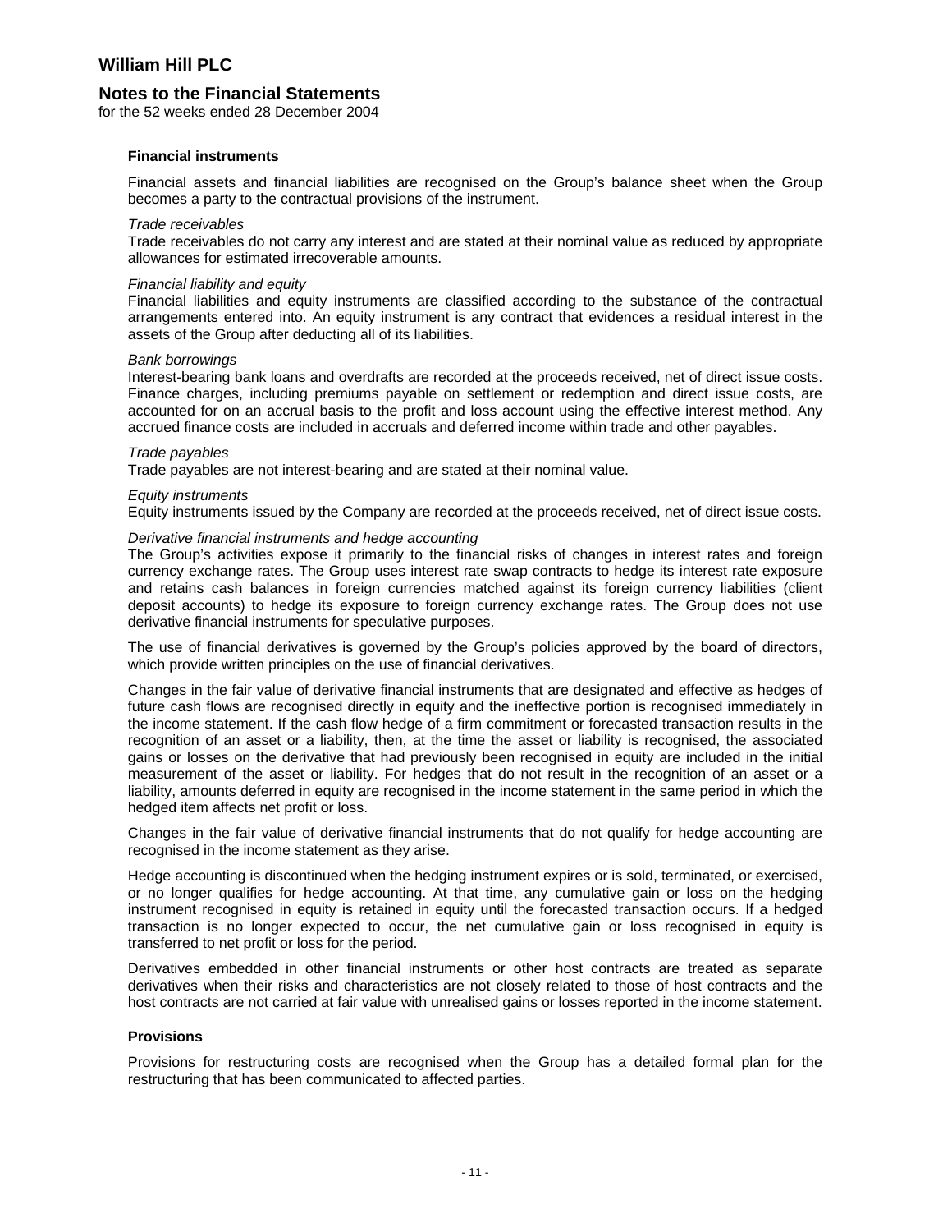**Financial instruments**

Financial assets and financial liabilities are recognised on the Group's balance sheet when the Group becomes a party to the contractual provisions of the instrument.

*Trade receivables*

Trade receivables do not carry any interest and are stated at their nominal value as reduced by appropriate allowances for estimated irrecoverable amounts.

*Financial liability and equity*

Financial liabilities and equity instruments are classified according to the substance of the contractual arrangements entered into. An equity instrument is any contract that evidences a residual interest in the assets of the Group after deducting all of its liabilities.

*Bank borrowings*

Interest-bearing bank loans and overdrafts are recorded at the proceeds received, net of direct issue costs. Finance charges, including premiums payable on settlement or redemption and direct issue costs, are accounted for on an accrual basis to the profit and loss account using the effective interest method. Any accrued finance costs are included in accruals and deferred income within trade and other payables.

*Trade payables*

Trade payables are not interest-bearing and are stated at their nominal value.

*Equity instruments*

Equity instruments issued by the Company are recorded at the proceeds received, net of direct issue costs.

*Derivative financial instruments and hedge accounting*

The Group's activities expose it primarily to the financial risks of changes in interest rates and foreign currency exchange rates. The Group uses interest rate swap contracts to hedge its interest rate exposure and retains cash balances in foreign currencies matched against its foreign currency liabilities (client deposit accounts) to hedge its exposure to foreign currency exchange rates. The Group does not use derivative financial instruments for speculative purposes.

The use of financial derivatives is governed by the Group's policies approved by the board of directors, which provide written principles on the use of financial derivatives.

Changes in the fair value of derivative financial instruments that are designated and effective as hedges of future cash flows are recognised directly in equity and the ineffective portion is recognised immediately in the income statement. If the cash flow hedge of a firm commitment or forecasted transaction results in the recognition of an asset or a liability, then, at the time the asset or liability is recognised, the associated gains or losses on the derivative that had previously been recognised in equity are included in the initial measurement of the asset or liability. For hedges that do not result in the recognition of an asset or a liability, amounts deferred in equity are recognised in the income statement in the same period in which the hedged item affects net profit or loss.

Changes in the fair value of derivative financial instruments that do not qualify for hedge accounting are recognised in the income statement as they arise.

Hedge accounting is discontinued when the hedging instrument expires or is sold, terminated, or exercised, or no longer qualifies for hedge accounting. At that time, any cumulative gain or loss on the hedging instrument recognised in equity is retained in equity until the forecasted transaction occurs. If a hedged transaction is no longer expected to occur, the net cumulative gain or loss recognised in equity is transferred to net profit or loss for the period.

Derivatives embedded in other financial instruments or other host contracts are treated as separate derivatives when their risks and characteristics are not closely related to those of host contracts and the host contracts are not carried at fair value with unrealised gains or losses reported in the income statement.

**Provisions**

Provisions for restructuring costs are recognised when the Group has a detailed formal plan for the restructuring that has been communicated to affected parties.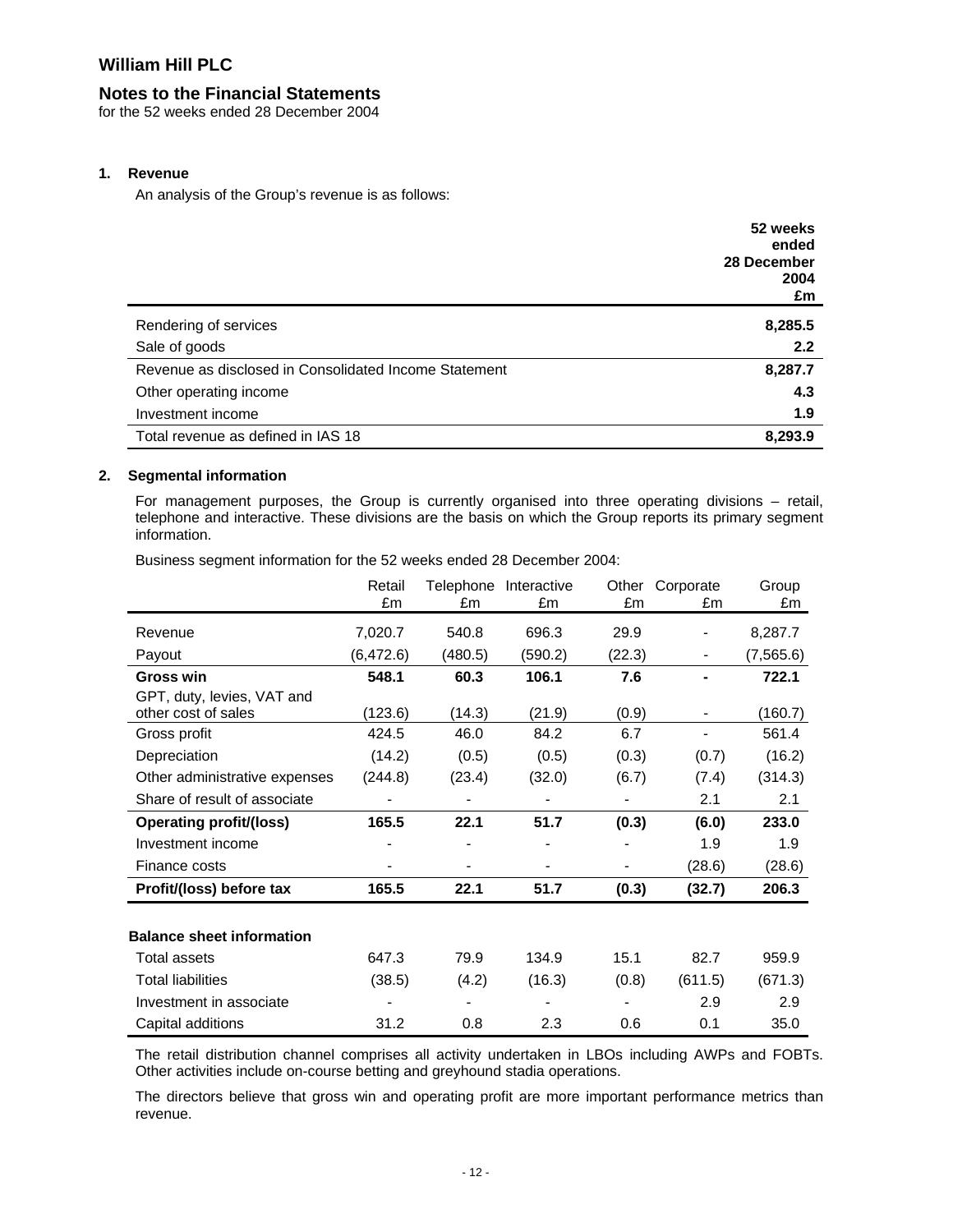# William Hill PLC

## Notes to the Financial Statements

for the 52 weeks ended 28 December 2004

### 1. Revenue

An analysis of the Group's revenue is as follows:

| | 52 weeks ended 28 December 2004 £m |
|---|---|
| Rendering of services | **8,285.5** |
| Sale of goods | **2.2** |
| Revenue as disclosed in Consolidated Income Statement | **8,287.7** |
| Other operating income | **4.3** |
| Investment income | **1.9** |
| Total revenue as defined in IAS 18 | **8,293.9** |

### 2. Segmental information

For management purposes, the Group is currently organised into three operating divisions – retail, telephone and interactive. These divisions are the basis on which the Group reports its primary segment information.

Business segment information for the 52 weeks ended 28 December 2004:

| | Retail £m | Telephone £m | Interactive £m | Other £m | Corporate £m | Group £m |
|---|---|---|---|---|---|---|
| Revenue | 7,020.7 | 540.8 | 696.3 | 29.9 | - | 8,287.7 |
| Payout | (6,472.6) | (480.5) | (590.2) | (22.3) | - | (7,565.6) |
| **Gross win** | **548.1** | **60.3** | **106.1** | **7.6** | **-** | **722.1** |
| GPT, duty, levies, VAT and other cost of sales | (123.6) | (14.3) | (21.9) | (0.9) | - | (160.7) |
| Gross profit | 424.5 | 46.0 | 84.2 | 6.7 | - | 561.4 |
| Depreciation | (14.2) | (0.5) | (0.5) | (0.3) | (0.7) | (16.2) |
| Other administrative expenses | (244.8) | (23.4) | (32.0) | (6.7) | (7.4) | (314.3) |
| Share of result of associate | - | - | - | - | 2.1 | 2.1 |
| **Operating profit/(loss)** | **165.5** | **22.1** | **51.7** | **(0.3)** | **(6.0)** | **233.0** |
| Investment income | - | - | - | - | 1.9 | 1.9 |
| Finance costs | - | - | - | - | (28.6) | (28.6) |
| **Profit/(loss) before tax** | **165.5** | **22.1** | **51.7** | **(0.3)** | **(32.7)** | **206.3** |
| | | | | | | |
| **Balance sheet information** | | | | | | |
| Total assets | 647.3 | 79.9 | 134.9 | 15.1 | 82.7 | 959.9 |
| Total liabilities | (38.5) | (4.2) | (16.3) | (0.8) | (611.5) | (671.3) |
| Investment in associate | - | - | - | - | 2.9 | 2.9 |
| Capital additions | 31.2 | 0.8 | 2.3 | 0.6 | 0.1 | 35.0 |

The retail distribution channel comprises all activity undertaken in LBOs including AWPs and FOBTs. Other activities include on-course betting and greyhound stadia operations.

The directors believe that gross win and operating profit are more important performance metrics than revenue.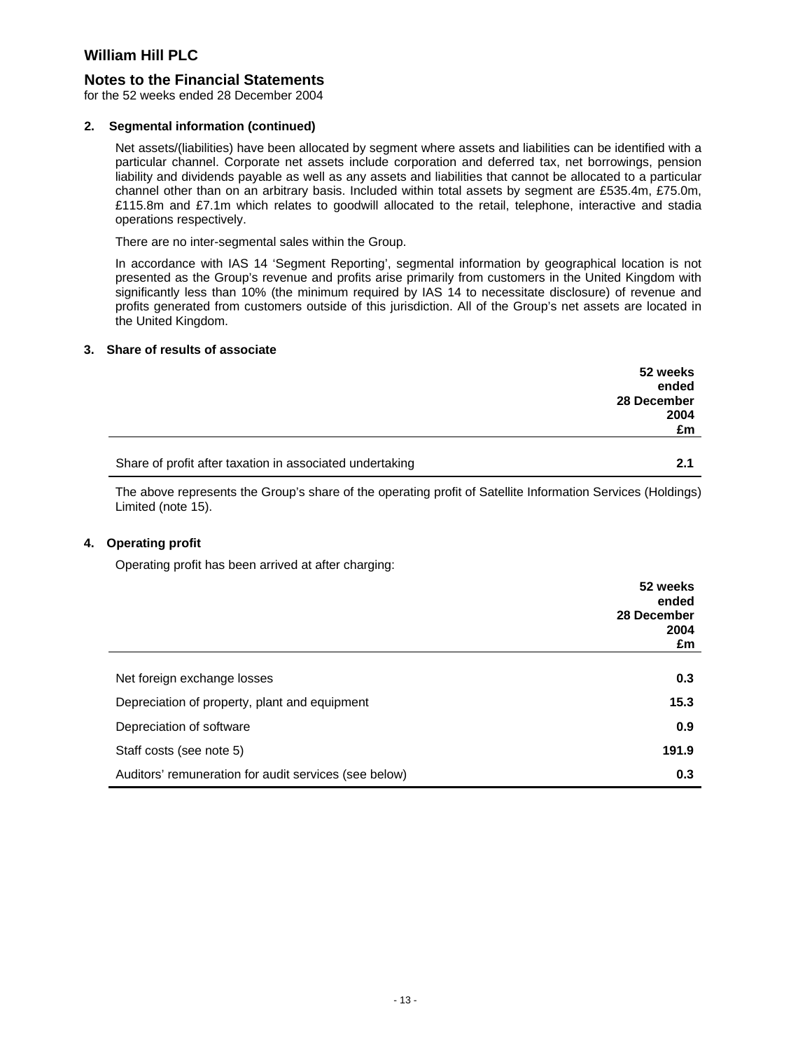# William Hill PLC

## Notes to the Financial Statements

for the 52 weeks ended 28 December 2004

### 2. Segmental information (continued)

Net assets/(liabilities) have been allocated by segment where assets and liabilities can be identified with a particular channel. Corporate net assets include corporation and deferred tax, net borrowings, pension liability and dividends payable as well as any assets and liabilities that cannot be allocated to a particular channel other than on an arbitrary basis. Included within total assets by segment are £535.4m, £75.0m, £115.8m and £7.1m which relates to goodwill allocated to the retail, telephone, interactive and stadia operations respectively.

There are no inter-segmental sales within the Group.

In accordance with IAS 14 'Segment Reporting', segmental information by geographical location is not presented as the Group's revenue and profits arise primarily from customers in the United Kingdom with significantly less than 10% (the minimum required by IAS 14 to necessitate disclosure) of revenue and profits generated from customers outside of this jurisdiction. All of the Group's net assets are located in the United Kingdom.

### 3. Share of results of associate

| | 52 weeks ended 28 December 2004 £m |
|---|---|
| Share of profit after taxation in associated undertaking | **2.1** |

The above represents the Group's share of the operating profit of Satellite Information Services (Holdings) Limited (note 15).

### 4. Operating profit

Operating profit has been arrived at after charging:

| | 52 weeks ended 28 December 2004 £m |
|---|---|
| Net foreign exchange losses | **0.3** |
| Depreciation of property, plant and equipment | **15.3** |
| Depreciation of software | **0.9** |
| Staff costs (see note 5) | **191.9** |
| Auditors' remuneration for audit services (see below) | **0.3** |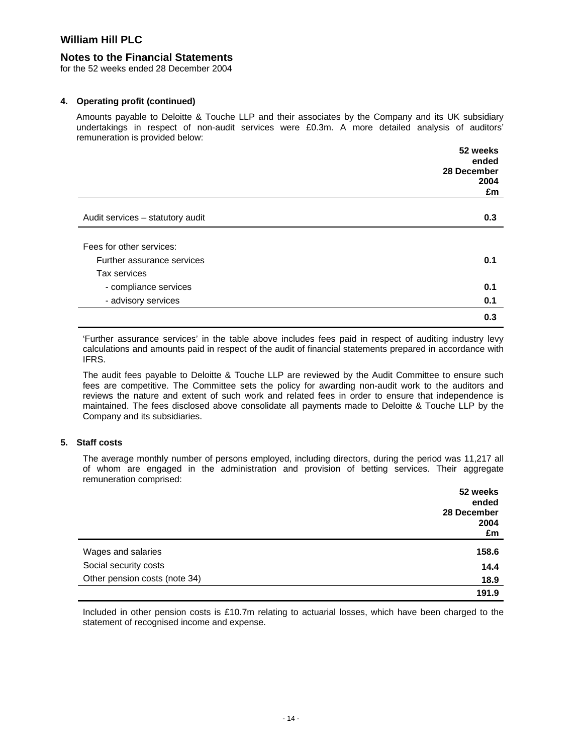# William Hill PLC

## Notes to the Financial Statements

for the 52 weeks ended 28 December 2004

### 4. Operating profit (continued)

Amounts payable to Deloitte & Touche LLP and their associates by the Company and its UK subsidiary undertakings in respect of non-audit services were £0.3m. A more detailed analysis of auditors' remuneration is provided below:

| | **52 weeks ended 28 December 2004 £m** |
|---|---|
| Audit services – statutory audit | **0.3** |
| | |
| Fees for other services: | |
| Further assurance services | **0.1** |
| Tax services | |
| - compliance services | **0.1** |
| - advisory services | **0.1** |
| | **0.3** |

'Further assurance services' in the table above includes fees paid in respect of auditing industry levy calculations and amounts paid in respect of the audit of financial statements prepared in accordance with IFRS.

The audit fees payable to Deloitte & Touche LLP are reviewed by the Audit Committee to ensure such fees are competitive. The Committee sets the policy for awarding non-audit work to the auditors and reviews the nature and extent of such work and related fees in order to ensure that independence is maintained. The fees disclosed above consolidate all payments made to Deloitte & Touche LLP by the Company and its subsidiaries.

### 5. Staff costs

The average monthly number of persons employed, including directors, during the period was 11,217 all of whom are engaged in the administration and provision of betting services. Their aggregate remuneration comprised:

| | **52 weeks ended 28 December 2004 £m** |
|---|---|
| Wages and salaries | **158.6** |
| Social security costs | **14.4** |
| Other pension costs (note 34) | **18.9** |
| | **191.9** |

Included in other pension costs is £10.7m relating to actuarial losses, which have been charged to the statement of recognised income and expense.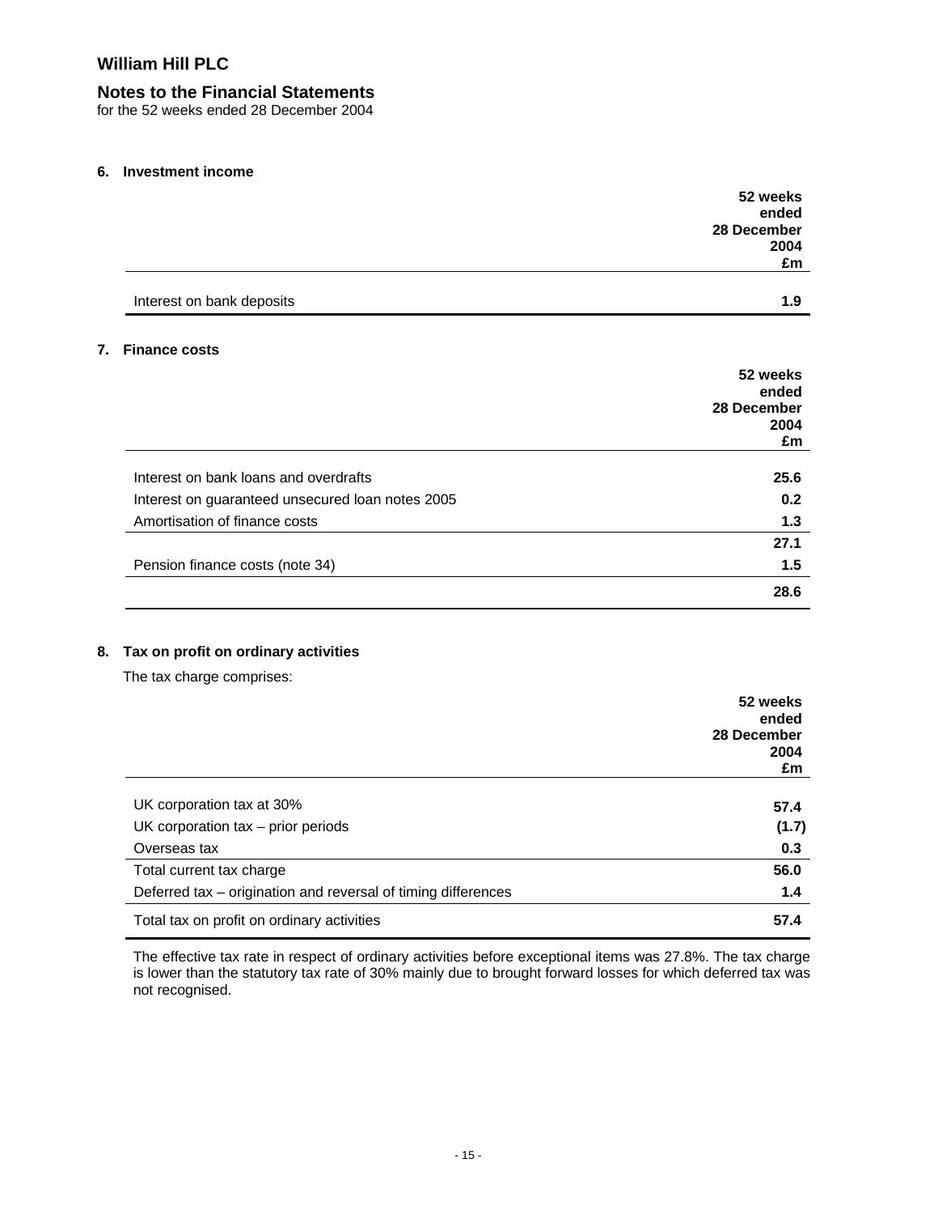# William Hill PLC

## Notes to the Financial Statements

for the 52 weeks ended 28 December 2004

### 6. Investment income

| | 52 weeks ended 28 December 2004 £m |
|---|---|
| Interest on bank deposits | **1.9** |

### 7. Finance costs

| | 52 weeks ended 28 December 2004 £m |
|---|---|
| Interest on bank loans and overdrafts | **25.6** |
| Interest on guaranteed unsecured loan notes 2005 | **0.2** |
| Amortisation of finance costs | **1.3** |
| | **27.1** |
| Pension finance costs (note 34) | **1.5** |
| | **28.6** |

### 8. Tax on profit on ordinary activities

The tax charge comprises:

| | 52 weeks ended 28 December 2004 £m |
|---|---|
| UK corporation tax at 30% | **57.4** |
| UK corporation tax – prior periods | **(1.7)** |
| Overseas tax | **0.3** |
| Total current tax charge | **56.0** |
| Deferred tax – origination and reversal of timing differences | **1.4** |
| Total tax on profit on ordinary activities | **57.4** |

The effective tax rate in respect of ordinary activities before exceptional items was 27.8%. The tax charge is lower than the statutory tax rate of 30% mainly due to brought forward losses for which deferred tax was not recognised.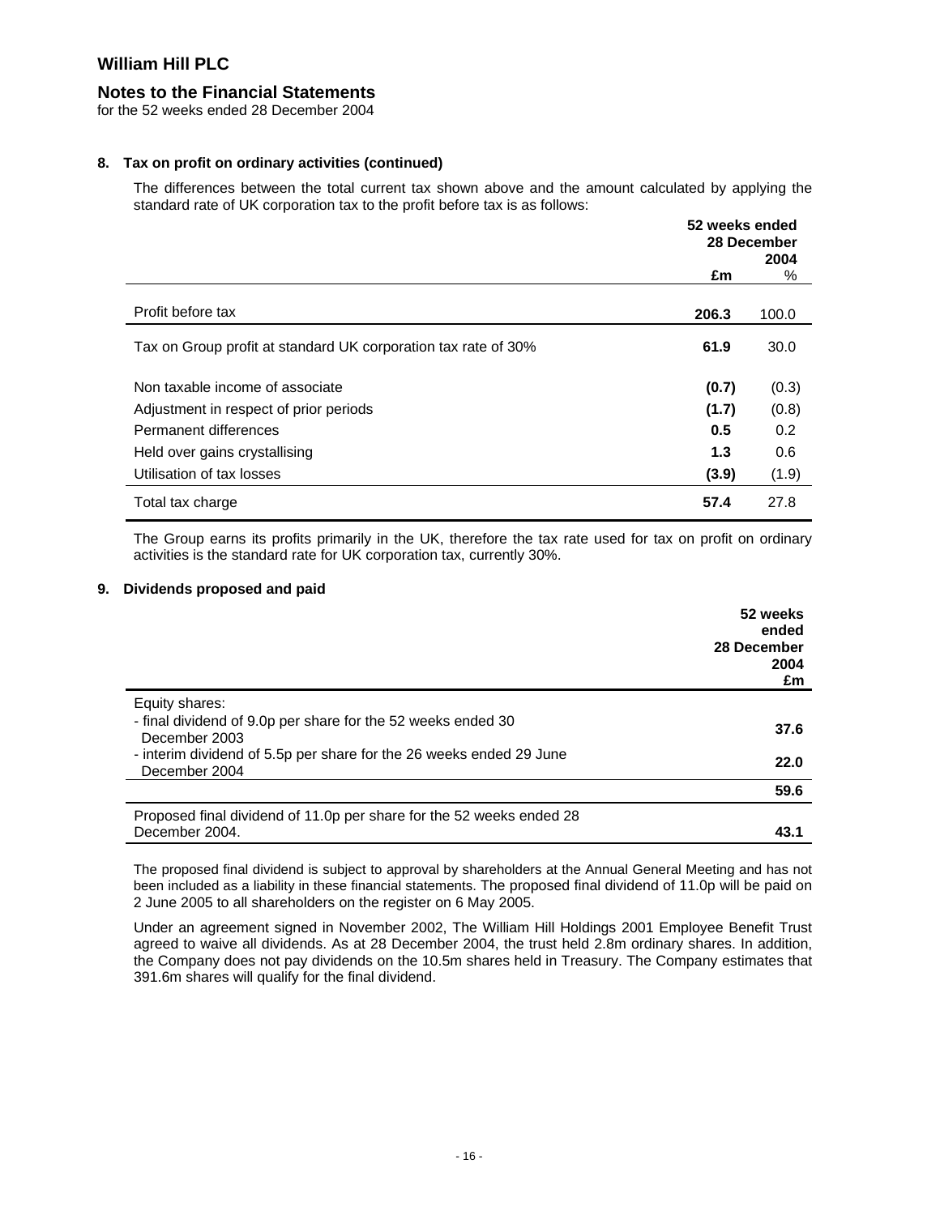# William Hill PLC

## Notes to the Financial Statements

for the 52 weeks ended 28 December 2004

### 8. Tax on profit on ordinary activities (continued)

The differences between the total current tax shown above and the amount calculated by applying the standard rate of UK corporation tax to the profit before tax is as follows:

| | 52 weeks ended 28 December 2004 £m | % |
|---|---|---|
| Profit before tax | **206.3** | 100.0 |
| Tax on Group profit at standard UK corporation tax rate of 30% | **61.9** | 30.0 |
| Non taxable income of associate | **(0.7)** | (0.3) |
| Adjustment in respect of prior periods | **(1.7)** | (0.8) |
| Permanent differences | **0.5** | 0.2 |
| Held over gains crystallising | **1.3** | 0.6 |
| Utilisation of tax losses | **(3.9)** | (1.9) |
| Total tax charge | **57.4** | 27.8 |

The Group earns its profits primarily in the UK, therefore the tax rate used for tax on profit on ordinary activities is the standard rate for UK corporation tax, currently 30%.

### 9. Dividends proposed and paid

| | 52 weeks ended 28 December 2004 £m |
|---|---|
| Equity shares: | |
| - final dividend of 9.0p per share for the 52 weeks ended 30 December 2003 | **37.6** |
| - interim dividend of 5.5p per share for the 26 weeks ended 29 June December 2004 | **22.0** |
| | **59.6** |
| Proposed final dividend of 11.0p per share for the 52 weeks ended 28 December 2004. | **43.1** |

The proposed final dividend is subject to approval by shareholders at the Annual General Meeting and has not been included as a liability in these financial statements. The proposed final dividend of 11.0p will be paid on 2 June 2005 to all shareholders on the register on 6 May 2005.

Under an agreement signed in November 2002, The William Hill Holdings 2001 Employee Benefit Trust agreed to waive all dividends. As at 28 December 2004, the trust held 2.8m ordinary shares. In addition, the Company does not pay dividends on the 10.5m shares held in Treasury. The Company estimates that 391.6m shares will qualify for the final dividend.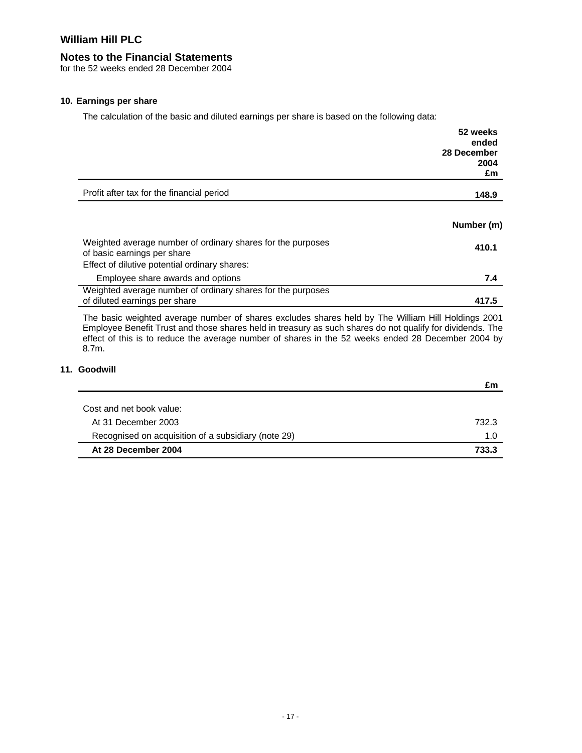# William Hill PLC

## Notes to the Financial Statements

for the 52 weeks ended 28 December 2004

### 10. Earnings per share

The calculation of the basic and diluted earnings per share is based on the following data:

| | 52 weeks ended 28 December 2004 £m |
|---|---|
| Profit after tax for the financial period | **148.9** |

| | Number (m) |
|---|---|
| Weighted average number of ordinary shares for the purposes of basic earnings per share | **410.1** |
| Effect of dilutive potential ordinary shares: | |
| Employee share awards and options | **7.4** |
| Weighted average number of ordinary shares for the purposes of diluted earnings per share | **417.5** |

The basic weighted average number of shares excludes shares held by The William Hill Holdings 2001 Employee Benefit Trust and those shares held in treasury as such shares do not qualify for dividends. The effect of this is to reduce the average number of shares in the 52 weeks ended 28 December 2004 by 8.7m.

### 11. Goodwill

| | £m |
|---|---|
| Cost and net book value: | |
| At 31 December 2003 | 732.3 |
| Recognised on acquisition of a subsidiary (note 29) | 1.0 |
| **At 28 December 2004** | **733.3** |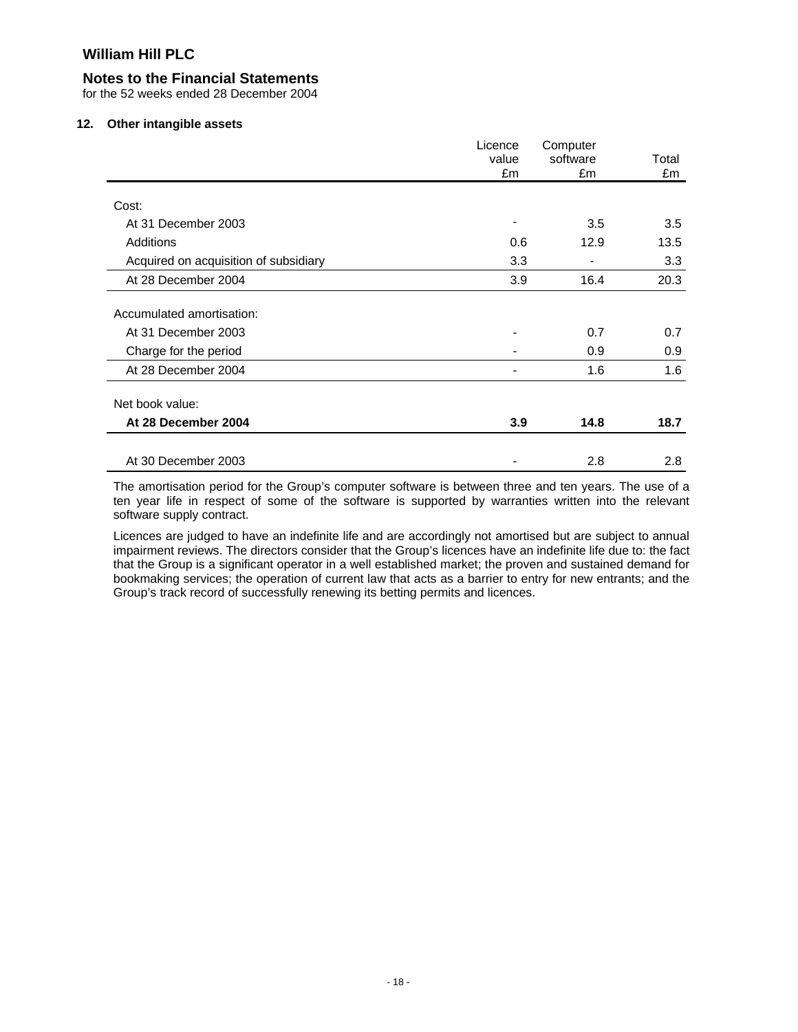# William Hill PLC

## Notes to the Financial Statements

for the 52 weeks ended 28 December 2004

### 12. Other intangible assets

| | Licence value £m | Computer software £m | Total £m |
|---|---|---|---|
| Cost: | | | |
| At 31 December 2003 | - | 3.5 | 3.5 |
| Additions | 0.6 | 12.9 | 13.5 |
| Acquired on acquisition of subsidiary | 3.3 | - | 3.3 |
| At 28 December 2004 | 3.9 | 16.4 | 20.3 |
| Accumulated amortisation: | | | |
| At 31 December 2003 | - | 0.7 | 0.7 |
| Charge for the period | - | 0.9 | 0.9 |
| At 28 December 2004 | - | 1.6 | 1.6 |
| Net book value: | | | |
| **At 28 December 2004** | **3.9** | **14.8** | **18.7** |
| At 30 December 2003 | - | 2.8 | 2.8 |

The amortisation period for the Group's computer software is between three and ten years. The use of a ten year life in respect of some of the software is supported by warranties written into the relevant software supply contract.

Licences are judged to have an indefinite life and are accordingly not amortised but are subject to annual impairment reviews. The directors consider that the Group's licences have an indefinite life due to: the fact that the Group is a significant operator in a well established market; the proven and sustained demand for bookmaking services; the operation of current law that acts as a barrier to entry for new entrants; and the Group's track record of successfully renewing its betting permits and licences.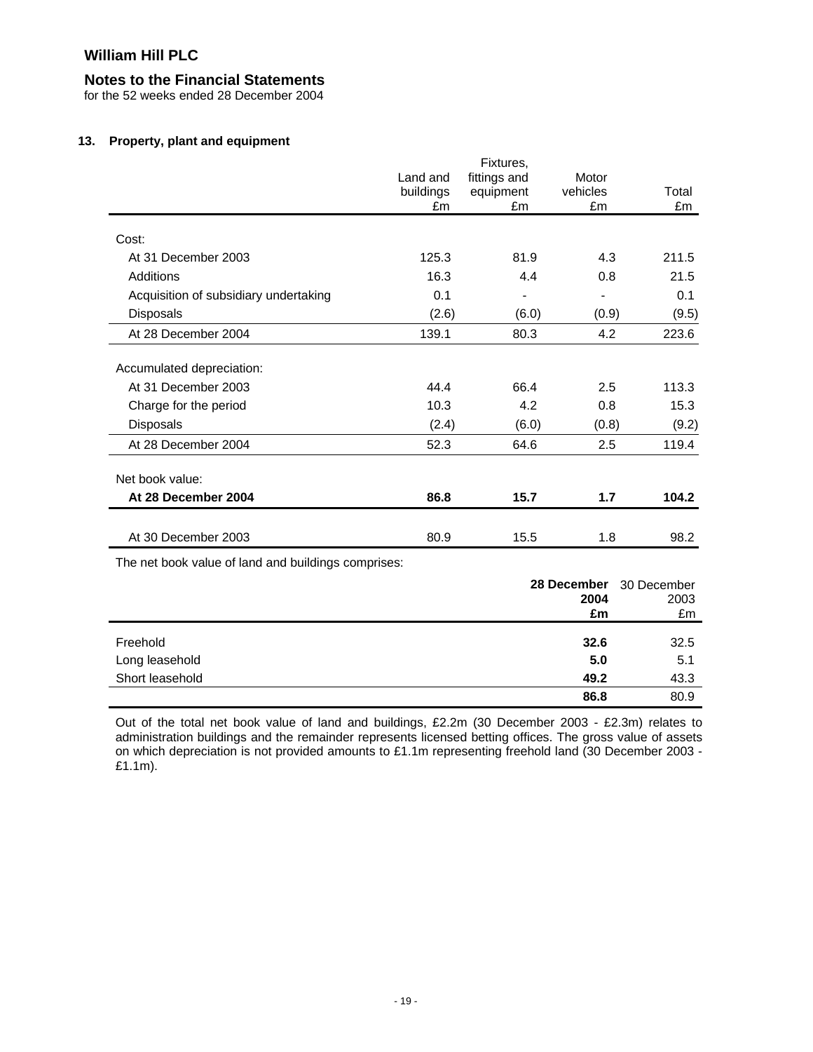# William Hill PLC

## Notes to the Financial Statements

for the 52 weeks ended 28 December 2004

### 13. Property, plant and equipment

| | Land and buildings £m | Fixtures, fittings and equipment £m | Motor vehicles £m | Total £m |
|---|---|---|---|---|
| Cost: | | | | |
| At 31 December 2003 | 125.3 | 81.9 | 4.3 | 211.5 |
| Additions | 16.3 | 4.4 | 0.8 | 21.5 |
| Acquisition of subsidiary undertaking | 0.1 | - | - | 0.1 |
| Disposals | (2.6) | (6.0) | (0.9) | (9.5) |
| At 28 December 2004 | 139.1 | 80.3 | 4.2 | 223.6 |
| Accumulated depreciation: | | | | |
| At 31 December 2003 | 44.4 | 66.4 | 2.5 | 113.3 |
| Charge for the period | 10.3 | 4.2 | 0.8 | 15.3 |
| Disposals | (2.4) | (6.0) | (0.8) | (9.2) |
| At 28 December 2004 | 52.3 | 64.6 | 2.5 | 119.4 |
| Net book value: | | | | |
| **At 28 December 2004** | **86.8** | **15.7** | **1.7** | **104.2** |
| At 30 December 2003 | 80.9 | 15.5 | 1.8 | 98.2 |

The net book value of land and buildings comprises:

| | **28 December 2004 £m** | 30 December 2003 £m |
|---|---|---|
| Freehold | **32.6** | 32.5 |
| Long leasehold | **5.0** | 5.1 |
| Short leasehold | **49.2** | 43.3 |
| | **86.8** | 80.9 |

Out of the total net book value of land and buildings, £2.2m (30 December 2003 - £2.3m) relates to administration buildings and the remainder represents licensed betting offices. The gross value of assets on which depreciation is not provided amounts to £1.1m representing freehold land (30 December 2003 - £1.1m).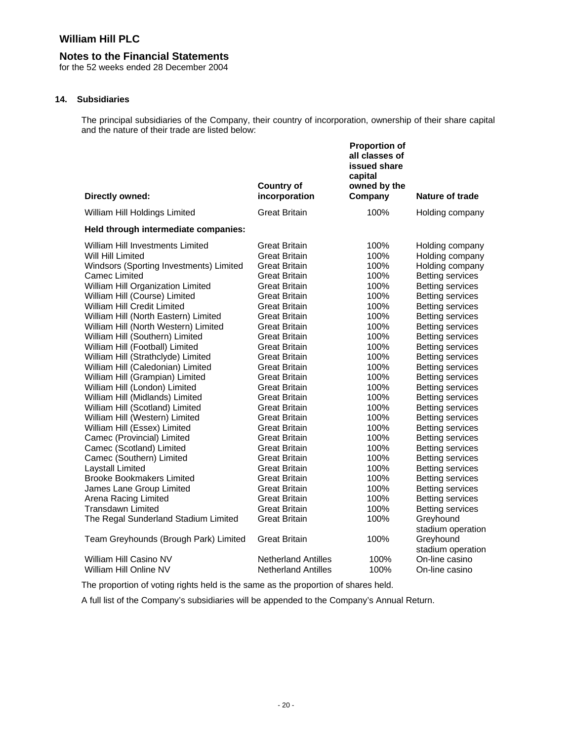# William Hill PLC

## Notes to the Financial Statements

for the 52 weeks ended 28 December 2004

### 14. Subsidiaries

The principal subsidiaries of the Company, their country of incorporation, ownership of their share capital and the nature of their trade are listed below:

| Directly owned: | Country of incorporation | Proportion of all classes of issued share capital owned by the Company | Nature of trade |
|---|---|---|---|
| William Hill Holdings Limited | Great Britain | 100% | Holding company |
| **Held through intermediate companies:** | | | |
| William Hill Investments Limited | Great Britain | 100% | Holding company |
| Will Hill Limited | Great Britain | 100% | Holding company |
| Windsors (Sporting Investments) Limited | Great Britain | 100% | Holding company |
| Camec Limited | Great Britain | 100% | Betting services |
| William Hill Organization Limited | Great Britain | 100% | Betting services |
| William Hill (Course) Limited | Great Britain | 100% | Betting services |
| William Hill Credit Limited | Great Britain | 100% | Betting services |
| William Hill (North Eastern) Limited | Great Britain | 100% | Betting services |
| William Hill (North Western) Limited | Great Britain | 100% | Betting services |
| William Hill (Southern) Limited | Great Britain | 100% | Betting services |
| William Hill (Football) Limited | Great Britain | 100% | Betting services |
| William Hill (Strathclyde) Limited | Great Britain | 100% | Betting services |
| William Hill (Caledonian) Limited | Great Britain | 100% | Betting services |
| William Hill (Grampian) Limited | Great Britain | 100% | Betting services |
| William Hill (London) Limited | Great Britain | 100% | Betting services |
| William Hill (Midlands) Limited | Great Britain | 100% | Betting services |
| William Hill (Scotland) Limited | Great Britain | 100% | Betting services |
| William Hill (Western) Limited | Great Britain | 100% | Betting services |
| William Hill (Essex) Limited | Great Britain | 100% | Betting services |
| Camec (Provincial) Limited | Great Britain | 100% | Betting services |
| Camec (Scotland) Limited | Great Britain | 100% | Betting services |
| Camec (Southern) Limited | Great Britain | 100% | Betting services |
| Laystall Limited | Great Britain | 100% | Betting services |
| Brooke Bookmakers Limited | Great Britain | 100% | Betting services |
| James Lane Group Limited | Great Britain | 100% | Betting services |
| Arena Racing Limited | Great Britain | 100% | Betting services |
| Transdawn Limited | Great Britain | 100% | Betting services |
| The Regal Sunderland Stadium Limited | Great Britain | 100% | Greyhound stadium operation |
| Team Greyhounds (Brough Park) Limited | Great Britain | 100% | Greyhound stadium operation |
| William Hill Casino NV | Netherland Antilles | 100% | On-line casino |
| William Hill Online NV | Netherland Antilles | 100% | On-line casino |

The proportion of voting rights held is the same as the proportion of shares held.

A full list of the Company's subsidiaries will be appended to the Company's Annual Return.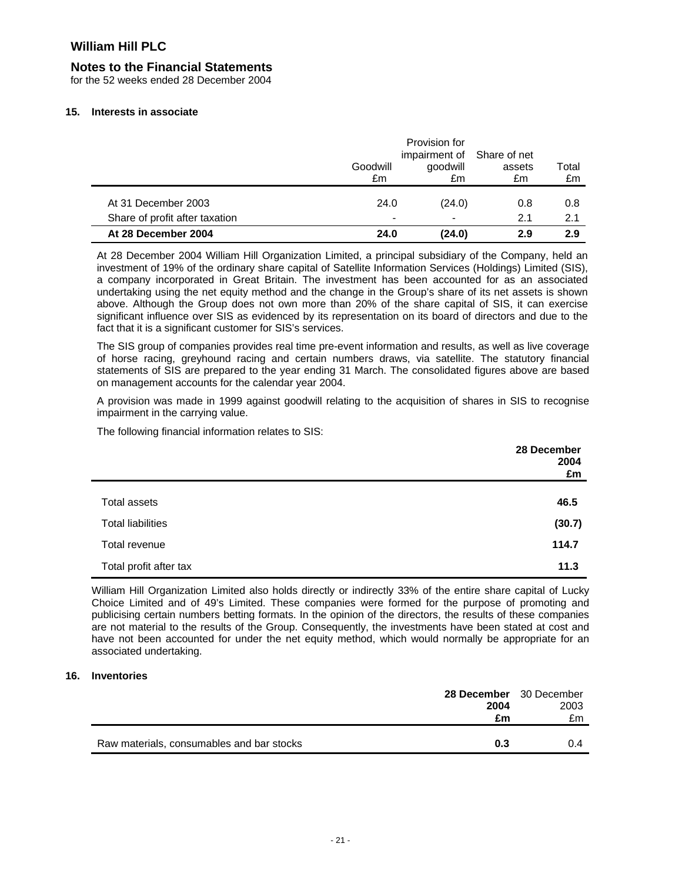# William Hill PLC

## Notes to the Financial Statements

for the 52 weeks ended 28 December 2004

### 15. Interests in associate

| | Goodwill £m | Provision for impairment of goodwill £m | Share of net assets £m | Total £m |
|---|---|---|---|---|
| At 31 December 2003 | 24.0 | (24.0) | 0.8 | 0.8 |
| Share of profit after taxation | - | - | 2.1 | 2.1 |
| **At 28 December 2004** | **24.0** | **(24.0)** | **2.9** | **2.9** |

At 28 December 2004 William Hill Organization Limited, a principal subsidiary of the Company, held an investment of 19% of the ordinary share capital of Satellite Information Services (Holdings) Limited (SIS), a company incorporated in Great Britain. The investment has been accounted for as an associated undertaking using the net equity method and the change in the Group's share of its net assets is shown above. Although the Group does not own more than 20% of the share capital of SIS, it can exercise significant influence over SIS as evidenced by its representation on its board of directors and due to the fact that it is a significant customer for SIS's services.

The SIS group of companies provides real time pre-event information and results, as well as live coverage of horse racing, greyhound racing and certain numbers draws, via satellite. The statutory financial statements of SIS are prepared to the year ending 31 March. The consolidated figures above are based on management accounts for the calendar year 2004.

A provision was made in 1999 against goodwill relating to the acquisition of shares in SIS to recognise impairment in the carrying value.

The following financial information relates to SIS:

| | **28 December 2004 £m** |
|---|---|
| Total assets | **46.5** |
| Total liabilities | **(30.7)** |
| Total revenue | **114.7** |
| Total profit after tax | **11.3** |

William Hill Organization Limited also holds directly or indirectly 33% of the entire share capital of Lucky Choice Limited and of 49's Limited. These companies were formed for the purpose of promoting and publicising certain numbers betting formats. In the opinion of the directors, the results of these companies are not material to the results of the Group. Consequently, the investments have been stated at cost and have not been accounted for under the net equity method, which would normally be appropriate for an associated undertaking.

### 16. Inventories

| | **28 December 2004 £m** | 30 December 2003 £m |
|---|---|---|
| Raw materials, consumables and bar stocks | **0.3** | 0.4 |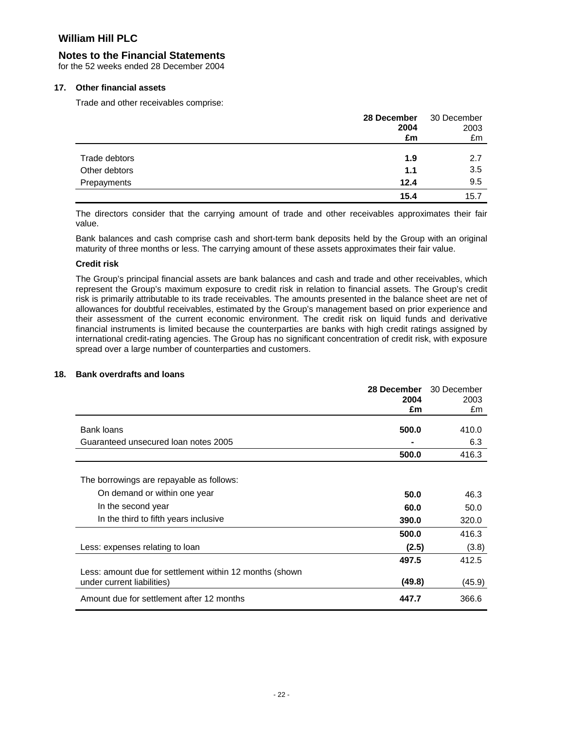# William Hill PLC

## Notes to the Financial Statements

for the 52 weeks ended 28 December 2004

### 17. Other financial assets

Trade and other receivables comprise:

| | **28 December 2004 £m** | 30 December 2003 £m |
|---|---|---|
| Trade debtors | **1.9** | 2.7 |
| Other debtors | **1.1** | 3.5 |
| Prepayments | **12.4** | 9.5 |
| | **15.4** | 15.7 |

The directors consider that the carrying amount of trade and other receivables approximates their fair value.

Bank balances and cash comprise cash and short-term bank deposits held by the Group with an original maturity of three months or less. The carrying amount of these assets approximates their fair value.

**Credit risk**

The Group's principal financial assets are bank balances and cash and trade and other receivables, which represent the Group's maximum exposure to credit risk in relation to financial assets. The Group's credit risk is primarily attributable to its trade receivables. The amounts presented in the balance sheet are net of allowances for doubtful receivables, estimated by the Group's management based on prior experience and their assessment of the current economic environment. The credit risk on liquid funds and derivative financial instruments is limited because the counterparties are banks with high credit ratings assigned by international credit-rating agencies. The Group has no significant concentration of credit risk, with exposure spread over a large number of counterparties and customers.

### 18. Bank overdrafts and loans

| | **28 December 2004 £m** | 30 December 2003 £m |
|---|---|---|
| Bank loans | **500.0** | 410.0 |
| Guaranteed unsecured loan notes 2005 | **-** | 6.3 |
| | **500.0** | 416.3 |
| | | |
| The borrowings are repayable as follows: | | |
| On demand or within one year | **50.0** | 46.3 |
| In the second year | **60.0** | 50.0 |
| In the third to fifth years inclusive | **390.0** | 320.0 |
| | **500.0** | 416.3 |
| Less: expenses relating to loan | **(2.5)** | (3.8) |
| | **497.5** | 412.5 |
| Less: amount due for settlement within 12 months (shown under current liabilities) | **(49.8)** | (45.9) |
| Amount due for settlement after 12 months | **447.7** | 366.6 |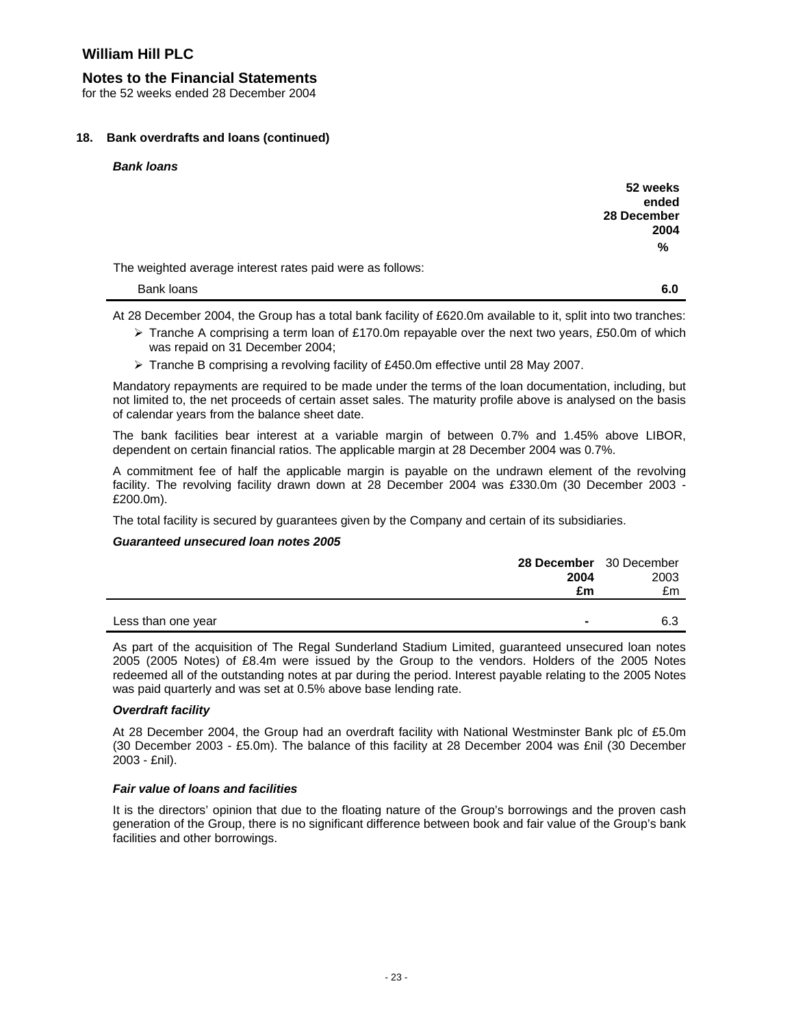## 18. Bank overdrafts and loans (continued)

***Bank loans***

| | 52 weeks ended 28 December 2004 |
|---|---|
| | **%** |
| The weighted average interest rates paid were as follows: | |
| Bank loans | **6.0** |

At 28 December 2004, the Group has a total bank facility of £620.0m available to it, split into two tranches:

- Tranche A comprising a term loan of £170.0m repayable over the next two years, £50.0m of which was repaid on 31 December 2004;
- Tranche B comprising a revolving facility of £450.0m effective until 28 May 2007.

Mandatory repayments are required to be made under the terms of the loan documentation, including, but not limited to, the net proceeds of certain asset sales. The maturity profile above is analysed on the basis of calendar years from the balance sheet date.

The bank facilities bear interest at a variable margin of between 0.7% and 1.45% above LIBOR, dependent on certain financial ratios. The applicable margin at 28 December 2004 was 0.7%.

A commitment fee of half the applicable margin is payable on the undrawn element of the revolving facility. The revolving facility drawn down at 28 December 2004 was £330.0m (30 December 2003 - £200.0m).

The total facility is secured by guarantees given by the Company and certain of its subsidiaries.

***Guaranteed unsecured loan notes 2005***

| | **28 December 2004 £m** | 30 December 2003 £m |
|---|---|---|
| Less than one year | **-** | 6.3 |

As part of the acquisition of The Regal Sunderland Stadium Limited, guaranteed unsecured loan notes 2005 (2005 Notes) of £8.4m were issued by the Group to the vendors. Holders of the 2005 Notes redeemed all of the outstanding notes at par during the period. Interest payable relating to the 2005 Notes was paid quarterly and was set at 0.5% above base lending rate.

***Overdraft facility***

At 28 December 2004, the Group had an overdraft facility with National Westminster Bank plc of £5.0m (30 December 2003 - £5.0m). The balance of this facility at 28 December 2004 was £nil (30 December 2003 - £nil).

***Fair value of loans and facilities***

It is the directors' opinion that due to the floating nature of the Group's borrowings and the proven cash generation of the Group, there is no significant difference between book and fair value of the Group's bank facilities and other borrowings.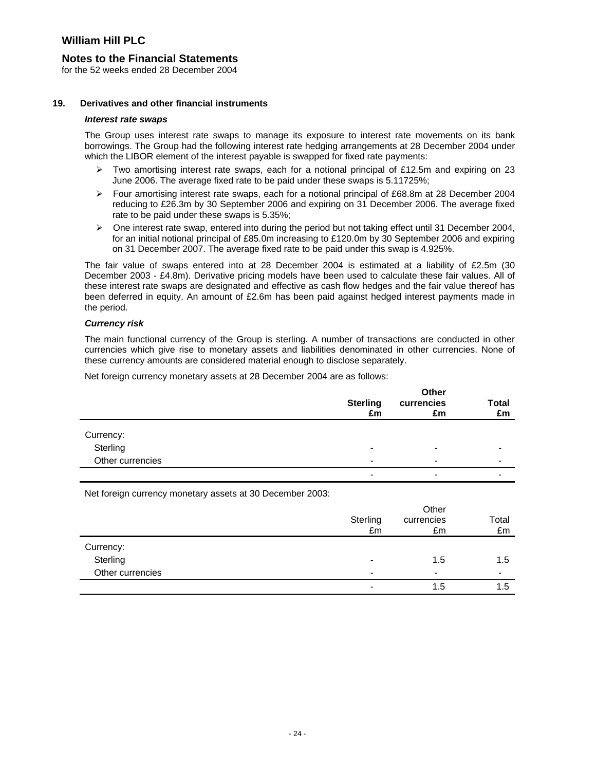# William Hill PLC

## Notes to the Financial Statements

for the 52 weeks ended 28 December 2004

### 19. Derivatives and other financial instruments

***Interest rate swaps***

The Group uses interest rate swaps to manage its exposure to interest rate movements on its bank borrowings. The Group had the following interest rate hedging arrangements at 28 December 2004 under which the LIBOR element of the interest payable is swapped for fixed rate payments:

- Two amortising interest rate swaps, each for a notional principal of £12.5m and expiring on 23 June 2006. The average fixed rate to be paid under these swaps is 5.11725%;
- Four amortising interest rate swaps, each for a notional principal of £68.8m at 28 December 2004 reducing to £26.3m by 30 September 2006 and expiring on 31 December 2006. The average fixed rate to be paid under these swaps is 5.35%;
- One interest rate swap, entered into during the period but not taking effect until 31 December 2004, for an initial notional principal of £85.0m increasing to £120.0m by 30 September 2006 and expiring on 31 December 2007. The average fixed rate to be paid under this swap is 4.925%.

The fair value of swaps entered into at 28 December 2004 is estimated at a liability of £2.5m (30 December 2003 - £4.8m). Derivative pricing models have been used to calculate these fair values. All of these interest rate swaps are designated and effective as cash flow hedges and the fair value thereof has been deferred in equity. An amount of £2.6m has been paid against hedged interest payments made in the period.

***Currency risk***

The main functional currency of the Group is sterling. A number of transactions are conducted in other currencies which give rise to monetary assets and liabilities denominated in other currencies. None of these currency amounts are considered material enough to disclose separately.

Net foreign currency monetary assets at 28 December 2004 are as follows:

| | **Sterling £m** | **Other currencies £m** | **Total £m** |
|---|---|---|---|
| Currency: | | | |
| Sterling | - | - | - |
| Other currencies | - | - | - |
| | - | - | - |

Net foreign currency monetary assets at 30 December 2003:

| | Sterling £m | Other currencies £m | Total £m |
|---|---|---|---|
| Currency: | | | |
| Sterling | - | 1.5 | 1.5 |
| Other currencies | - | - | - |
| | - | 1.5 | 1.5 |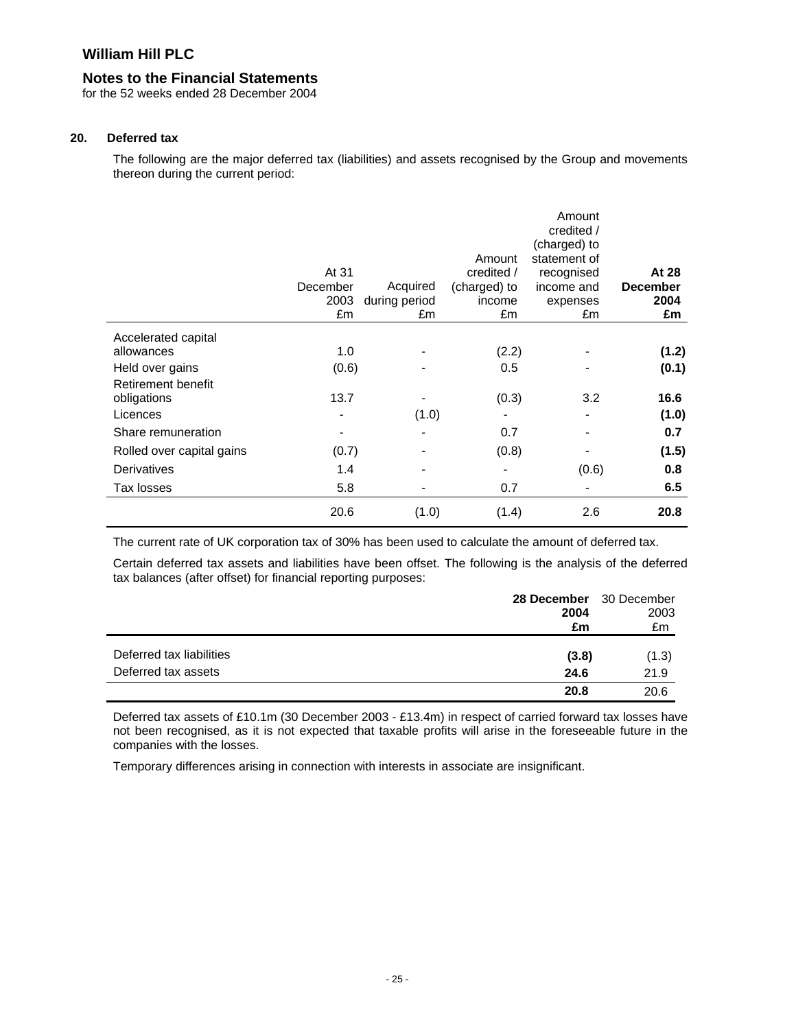## 20. Deferred tax

The following are the major deferred tax (liabilities) and assets recognised by the Group and movements thereon during the current period:

| | At 31 December 2003 £m | Acquired during period £m | Amount credited / (charged) to income £m | Amount credited / (charged) to statement of recognised income and expenses £m | **At 28 December 2004 £m** |
|---|---|---|---|---|---|
| Accelerated capital allowances | 1.0 | - | (2.2) | - | **(1.2)** |
| Held over gains | (0.6) | - | 0.5 | - | **(0.1)** |
| Retirement benefit obligations | 13.7 | - | (0.3) | 3.2 | **16.6** |
| Licences | - | (1.0) | - | - | **(1.0)** |
| Share remuneration | - | - | 0.7 | - | **0.7** |
| Rolled over capital gains | (0.7) | - | (0.8) | - | **(1.5)** |
| Derivatives | 1.4 | - | - | (0.6) | **0.8** |
| Tax losses | 5.8 | - | 0.7 | - | **6.5** |
| | 20.6 | (1.0) | (1.4) | 2.6 | **20.8** |

The current rate of UK corporation tax of 30% has been used to calculate the amount of deferred tax.

Certain deferred tax assets and liabilities have been offset. The following is the analysis of the deferred tax balances (after offset) for financial reporting purposes:

| | **28 December 2004 £m** | 30 December 2003 £m |
|---|---|---|
| Deferred tax liabilities | **(3.8)** | (1.3) |
| Deferred tax assets | **24.6** | 21.9 |
| | **20.8** | 20.6 |

Deferred tax assets of £10.1m (30 December 2003 - £13.4m) in respect of carried forward tax losses have not been recognised, as it is not expected that taxable profits will arise in the foreseeable future in the companies with the losses.

Temporary differences arising in connection with interests in associate are insignificant.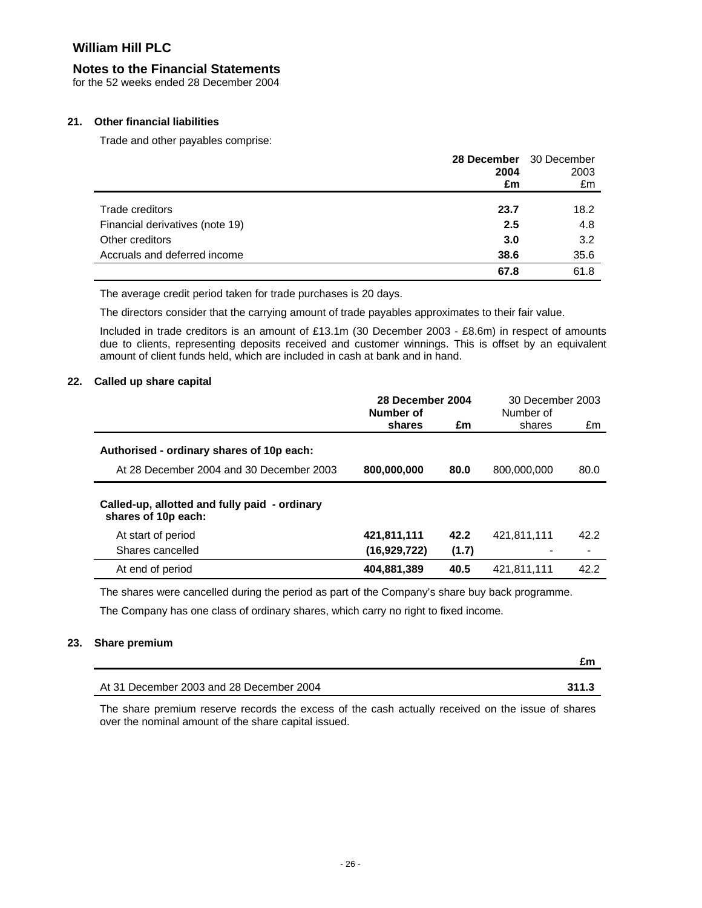# William Hill PLC

## Notes to the Financial Statements

for the 52 weeks ended 28 December 2004

### 21. Other financial liabilities

Trade and other payables comprise:

| | **28 December 2004 £m** | 30 December 2003 £m |
|---|---|---|
| Trade creditors | **23.7** | 18.2 |
| Financial derivatives (note 19) | **2.5** | 4.8 |
| Other creditors | **3.0** | 3.2 |
| Accruals and deferred income | **38.6** | 35.6 |
| | **67.8** | 61.8 |

The average credit period taken for trade purchases is 20 days.

The directors consider that the carrying amount of trade payables approximates to their fair value.

Included in trade creditors is an amount of £13.1m (30 December 2003 - £8.6m) in respect of amounts due to clients, representing deposits received and customer winnings. This is offset by an equivalent amount of client funds held, which are included in cash at bank and in hand.

### 22. Called up share capital

| | **28 December 2004** | | 30 December 2003 | |
|---|---|---|---|---|
| | **Number of shares** | **£m** | Number of shares | £m |
| **Authorised - ordinary shares of 10p each:** | | | | |
| At 28 December 2004 and 30 December 2003 | **800,000,000** | **80.0** | 800,000,000 | 80.0 |
| **Called-up, allotted and fully paid - ordinary shares of 10p each:** | | | | |
| At start of period | **421,811,111** | **42.2** | 421,811,111 | 42.2 |
| Shares cancelled | **(16,929,722)** | **(1.7)** | - | - |
| At end of period | **404,881,389** | **40.5** | 421,811,111 | 42.2 |

The shares were cancelled during the period as part of the Company's share buy back programme.

The Company has one class of ordinary shares, which carry no right to fixed income.

### 23. Share premium

| | **£m** |
|---|---|
| At 31 December 2003 and 28 December 2004 | **311.3** |

The share premium reserve records the excess of the cash actually received on the issue of shares over the nominal amount of the share capital issued.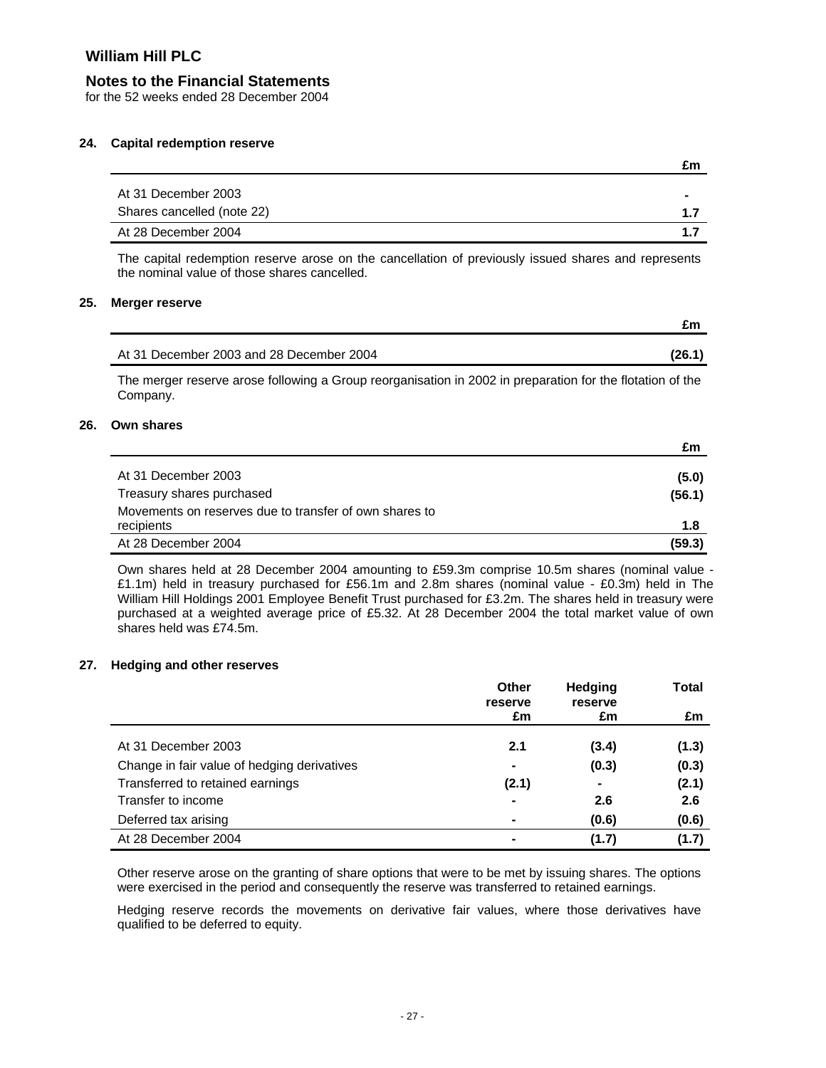# William Hill PLC

## Notes to the Financial Statements

for the 52 weeks ended 28 December 2004

### 24. Capital redemption reserve

| | £m |
|---|---|
| At 31 December 2003 | - |
| Shares cancelled (note 22) | **1.7** |
| At 28 December 2004 | **1.7** |

The capital redemption reserve arose on the cancellation of previously issued shares and represents the nominal value of those shares cancelled.

### 25. Merger reserve

| | £m |
|---|---|
| At 31 December 2003 and 28 December 2004 | **(26.1)** |

The merger reserve arose following a Group reorganisation in 2002 in preparation for the flotation of the Company.

### 26. Own shares

| | £m |
|---|---|
| At 31 December 2003 | **(5.0)** |
| Treasury shares purchased | **(56.1)** |
| Movements on reserves due to transfer of own shares to recipients | **1.8** |
| At 28 December 2004 | **(59.3)** |

Own shares held at 28 December 2004 amounting to £59.3m comprise 10.5m shares (nominal value - £1.1m) held in treasury purchased for £56.1m and 2.8m shares (nominal value - £0.3m) held in The William Hill Holdings 2001 Employee Benefit Trust purchased for £3.2m. The shares held in treasury were purchased at a weighted average price of £5.32. At 28 December 2004 the total market value of own shares held was £74.5m.

### 27. Hedging and other reserves

| | Other reserve £m | Hedging reserve £m | Total £m |
|---|---|---|---|
| At 31 December 2003 | **2.1** | **(3.4)** | **(1.3)** |
| Change in fair value of hedging derivatives | - | **(0.3)** | **(0.3)** |
| Transferred to retained earnings | **(2.1)** | - | **(2.1)** |
| Transfer to income | - | **2.6** | **2.6** |
| Deferred tax arising | - | **(0.6)** | **(0.6)** |
| At 28 December 2004 | - | **(1.7)** | **(1.7)** |

Other reserve arose on the granting of share options that were to be met by issuing shares. The options were exercised in the period and consequently the reserve was transferred to retained earnings.

Hedging reserve records the movements on derivative fair values, where those derivatives have qualified to be deferred to equity.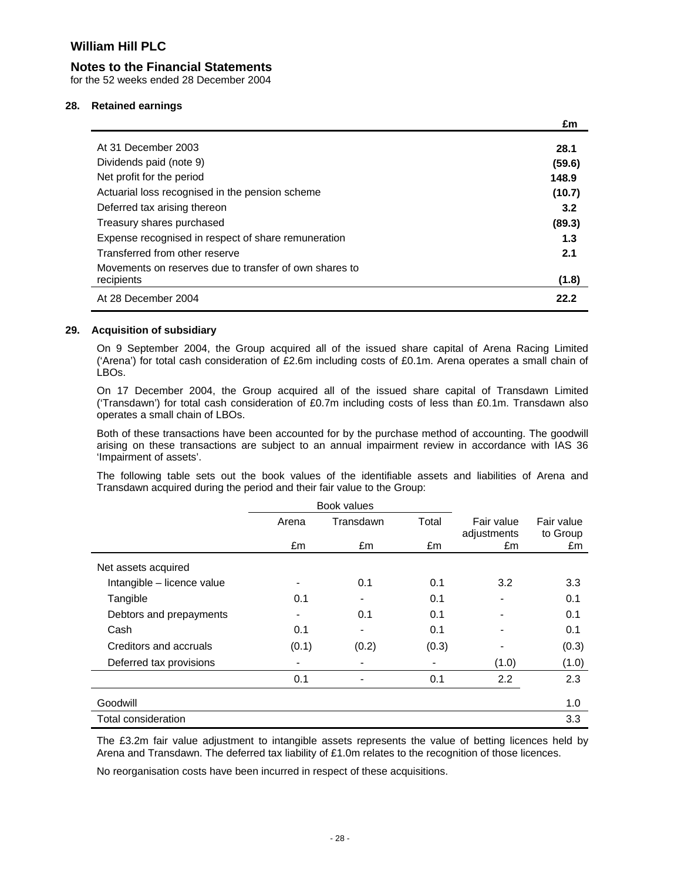# William Hill PLC

## Notes to the Financial Statements

for the 52 weeks ended 28 December 2004

### 28. Retained earnings

| | £m |
|---|---|
| At 31 December 2003 | **28.1** |
| Dividends paid (note 9) | **(59.6)** |
| Net profit for the period | **148.9** |
| Actuarial loss recognised in the pension scheme | **(10.7)** |
| Deferred tax arising thereon | **3.2** |
| Treasury shares purchased | **(89.3)** |
| Expense recognised in respect of share remuneration | **1.3** |
| Transferred from other reserve | **2.1** |
| Movements on reserves due to transfer of own shares to recipients | **(1.8)** |
| At 28 December 2004 | **22.2** |

### 29. Acquisition of subsidiary

On 9 September 2004, the Group acquired all of the issued share capital of Arena Racing Limited ('Arena') for total cash consideration of £2.6m including costs of £0.1m. Arena operates a small chain of LBOs.

On 17 December 2004, the Group acquired all of the issued share capital of Transdawn Limited ('Transdawn') for total cash consideration of £0.7m including costs of less than £0.1m. Transdawn also operates a small chain of LBOs.

Both of these transactions have been accounted for by the purchase method of accounting. The goodwill arising on these transactions are subject to an annual impairment review in accordance with IAS 36 'Impairment of assets'.

The following table sets out the book values of the identifiable assets and liabilities of Arena and Transdawn acquired during the period and their fair value to the Group:

| | Book values | | | | |
|---|---|---|---|---|---|
| | Arena | Transdawn | Total | Fair value adjustments | Fair value to Group |
| | £m | £m | £m | £m | £m |
| Net assets acquired | | | | | |
| Intangible – licence value | - | 0.1 | 0.1 | 3.2 | 3.3 |
| Tangible | 0.1 | - | 0.1 | - | 0.1 |
| Debtors and prepayments | - | 0.1 | 0.1 | - | 0.1 |
| Cash | 0.1 | - | 0.1 | - | 0.1 |
| Creditors and accruals | (0.1) | (0.2) | (0.3) | - | (0.3) |
| Deferred tax provisions | - | - | - | (1.0) | (1.0) |
| | 0.1 | - | 0.1 | 2.2 | 2.3 |
| Goodwill | | | | | 1.0 |
| Total consideration | | | | | 3.3 |

The £3.2m fair value adjustment to intangible assets represents the value of betting licences held by Arena and Transdawn. The deferred tax liability of £1.0m relates to the recognition of those licences.

No reorganisation costs have been incurred in respect of these acquisitions.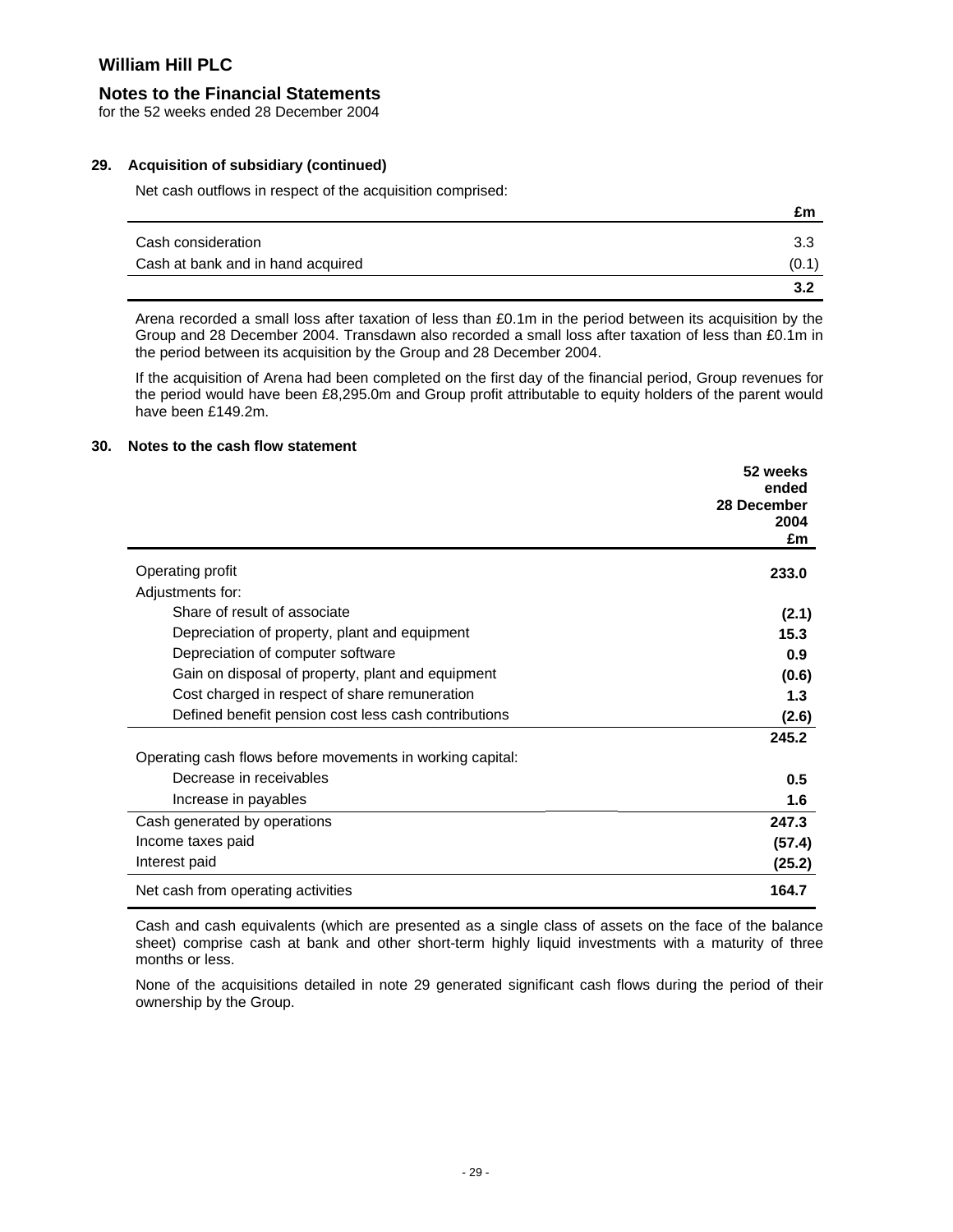# William Hill PLC

## Notes to the Financial Statements

for the 52 weeks ended 28 December 2004

### 29. Acquisition of subsidiary (continued)

Net cash outflows in respect of the acquisition comprised:

| | £m |
|---|---|
| Cash consideration | 3.3 |
| Cash at bank and in hand acquired | (0.1) |
| | **3.2** |

Arena recorded a small loss after taxation of less than £0.1m in the period between its acquisition by the Group and 28 December 2004. Transdawn also recorded a small loss after taxation of less than £0.1m in the period between its acquisition by the Group and 28 December 2004.

If the acquisition of Arena had been completed on the first day of the financial period, Group revenues for the period would have been £8,295.0m and Group profit attributable to equity holders of the parent would have been £149.2m.

### 30. Notes to the cash flow statement

| | 52 weeks ended 28 December 2004 £m |
|---|---|
| Operating profit | **233.0** |
| Adjustments for: | |
| Share of result of associate | **(2.1)** |
| Depreciation of property, plant and equipment | **15.3** |
| Depreciation of computer software | **0.9** |
| Gain on disposal of property, plant and equipment | **(0.6)** |
| Cost charged in respect of share remuneration | **1.3** |
| Defined benefit pension cost less cash contributions | **(2.6)** |
| | **245.2** |
| Operating cash flows before movements in working capital: | |
| Decrease in receivables | **0.5** |
| Increase in payables | **1.6** |
| Cash generated by operations | **247.3** |
| Income taxes paid | **(57.4)** |
| Interest paid | **(25.2)** |
| Net cash from operating activities | **164.7** |

Cash and cash equivalents (which are presented as a single class of assets on the face of the balance sheet) comprise cash at bank and other short-term highly liquid investments with a maturity of three months or less.

None of the acquisitions detailed in note 29 generated significant cash flows during the period of their ownership by the Group.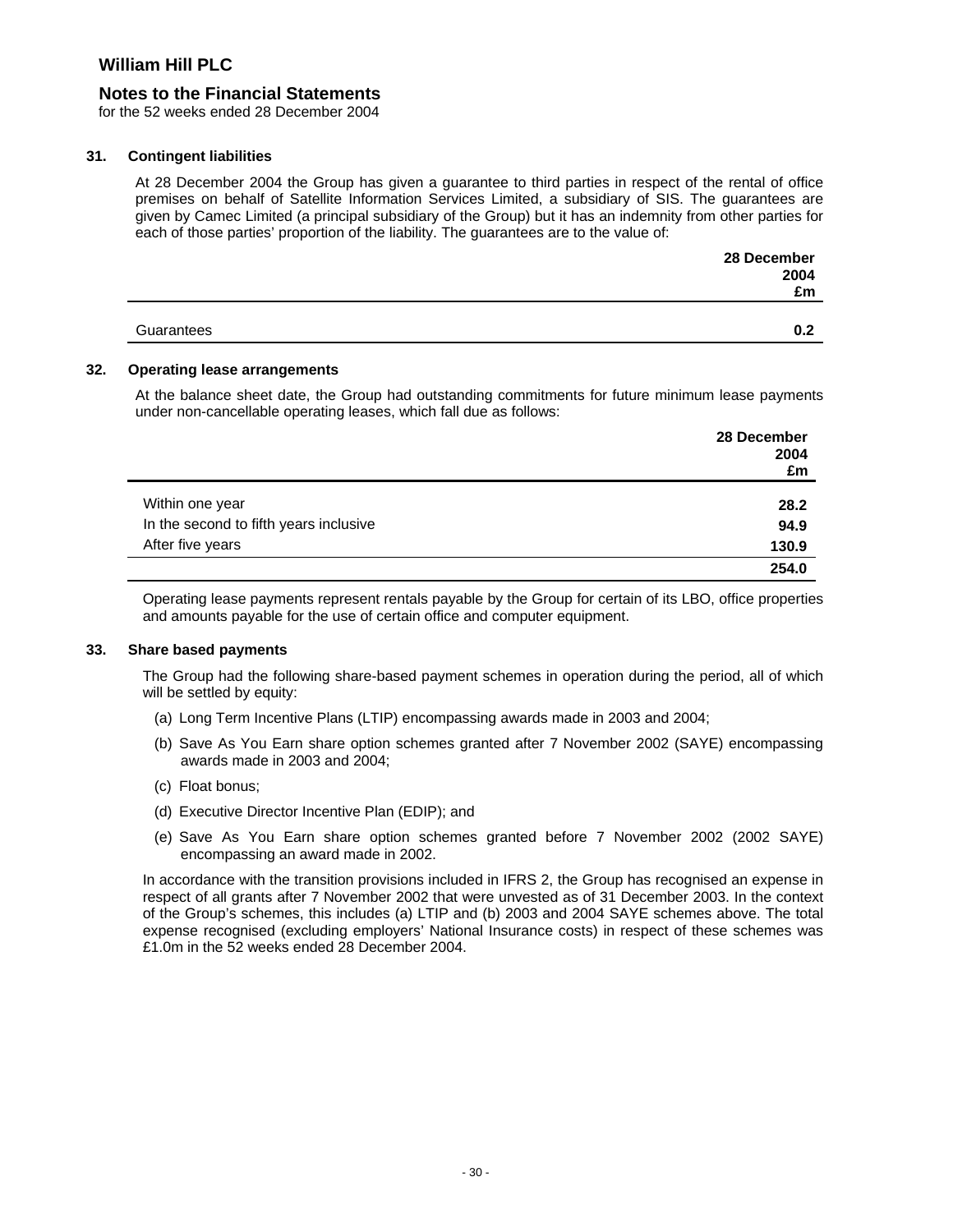## William Hill PLC

### Notes to the Financial Statements

for the 52 weeks ended 28 December 2004

**31. Contingent liabilities**

At 28 December 2004 the Group has given a guarantee to third parties in respect of the rental of office premises on behalf of Satellite Information Services Limited, a subsidiary of SIS. The guarantees are given by Camec Limited (a principal subsidiary of the Group) but it has an indemnity from other parties for each of those parties' proportion of the liability. The guarantees are to the value of:

| | 28 December 2004 £m |
|---|---|
| Guarantees | **0.2** |

**32. Operating lease arrangements**

At the balance sheet date, the Group had outstanding commitments for future minimum lease payments under non-cancellable operating leases, which fall due as follows:

| | 28 December 2004 £m |
|---|---|
| Within one year | **28.2** |
| In the second to fifth years inclusive | **94.9** |
| After five years | **130.9** |
| | **254.0** |

Operating lease payments represent rentals payable by the Group for certain of its LBO, office properties and amounts payable for the use of certain office and computer equipment.

**33. Share based payments**

The Group had the following share-based payment schemes in operation during the period, all of which will be settled by equity:

(a) Long Term Incentive Plans (LTIP) encompassing awards made in 2003 and 2004;

(b) Save As You Earn share option schemes granted after 7 November 2002 (SAYE) encompassing awards made in 2003 and 2004;

(c) Float bonus;

(d) Executive Director Incentive Plan (EDIP); and

(e) Save As You Earn share option schemes granted before 7 November 2002 (2002 SAYE) encompassing an award made in 2002.

In accordance with the transition provisions included in IFRS 2, the Group has recognised an expense in respect of all grants after 7 November 2002 that were unvested as of 31 December 2003. In the context of the Group's schemes, this includes (a) LTIP and (b) 2003 and 2004 SAYE schemes above. The total expense recognised (excluding employers' National Insurance costs) in respect of these schemes was £1.0m in the 52 weeks ended 28 December 2004.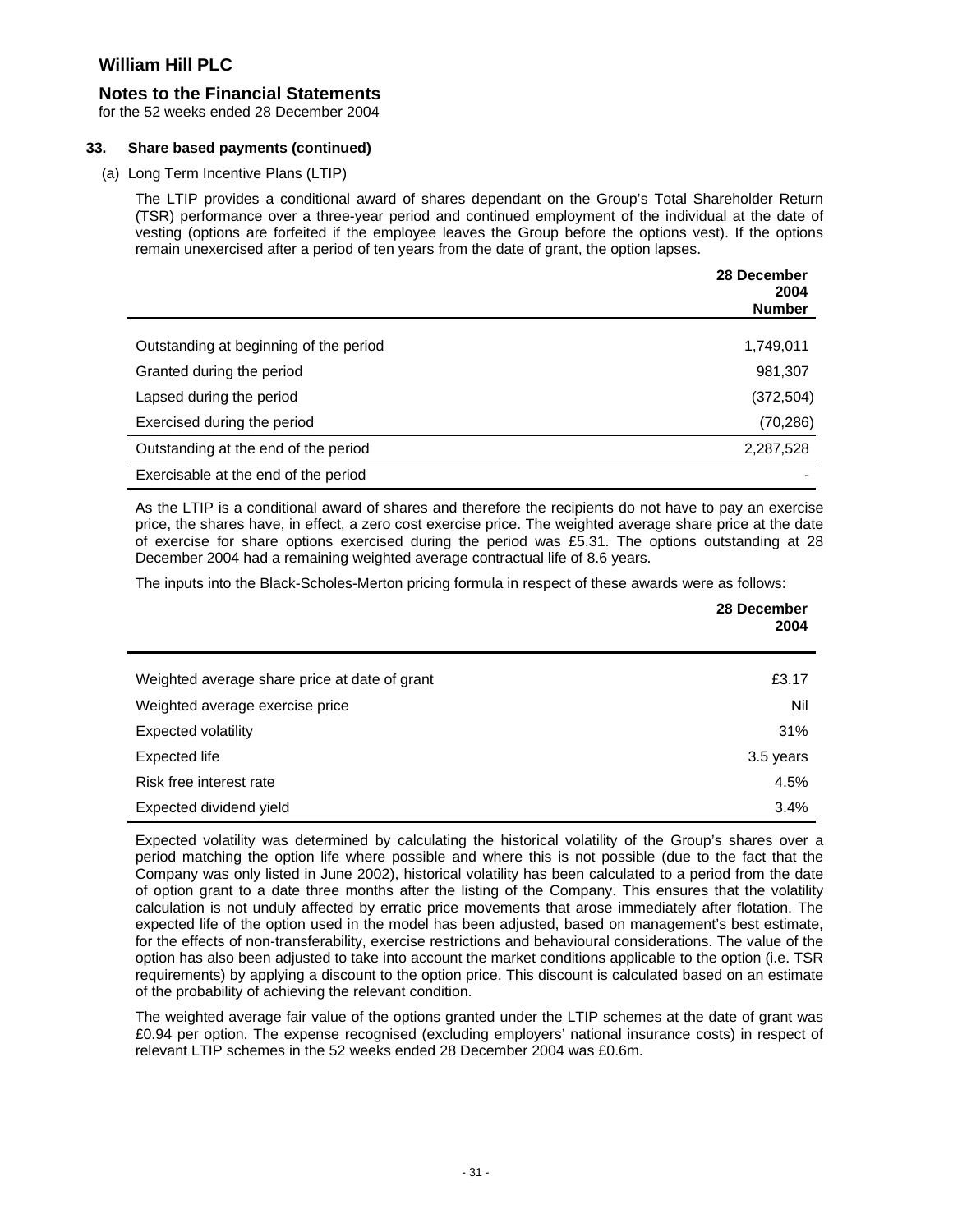## William Hill PLC

### Notes to the Financial Statements

for the 52 weeks ended 28 December 2004

**33. Share based payments (continued)**

(a) Long Term Incentive Plans (LTIP)

The LTIP provides a conditional award of shares dependant on the Group's Total Shareholder Return (TSR) performance over a three-year period and continued employment of the individual at the date of vesting (options are forfeited if the employee leaves the Group before the options vest). If the options remain unexercised after a period of ten years from the date of grant, the option lapses.

| | 28 December 2004 Number |
|---|---|
| Outstanding at beginning of the period | 1,749,011 |
| Granted during the period | 981,307 |
| Lapsed during the period | (372,504) |
| Exercised during the period | (70,286) |
| Outstanding at the end of the period | 2,287,528 |
| Exercisable at the end of the period | - |

As the LTIP is a conditional award of shares and therefore the recipients do not have to pay an exercise price, the shares have, in effect, a zero cost exercise price. The weighted average share price at the date of exercise for share options exercised during the period was £5.31. The options outstanding at 28 December 2004 had a remaining weighted average contractual life of 8.6 years.

The inputs into the Black-Scholes-Merton pricing formula in respect of these awards were as follows:

| | 28 December 2004 |
|---|---|
| Weighted average share price at date of grant | £3.17 |
| Weighted average exercise price | Nil |
| Expected volatility | 31% |
| Expected life | 3.5 years |
| Risk free interest rate | 4.5% |
| Expected dividend yield | 3.4% |

Expected volatility was determined by calculating the historical volatility of the Group's shares over a period matching the option life where possible and where this is not possible (due to the fact that the Company was only listed in June 2002), historical volatility has been calculated to a period from the date of option grant to a date three months after the listing of the Company. This ensures that the volatility calculation is not unduly affected by erratic price movements that arose immediately after flotation. The expected life of the option used in the model has been adjusted, based on management's best estimate, for the effects of non-transferability, exercise restrictions and behavioural considerations. The value of the option has also been adjusted to take into account the market conditions applicable to the option (i.e. TSR requirements) by applying a discount to the option price. This discount is calculated based on an estimate of the probability of achieving the relevant condition.

The weighted average fair value of the options granted under the LTIP schemes at the date of grant was £0.94 per option. The expense recognised (excluding employers' national insurance costs) in respect of relevant LTIP schemes in the 52 weeks ended 28 December 2004 was £0.6m.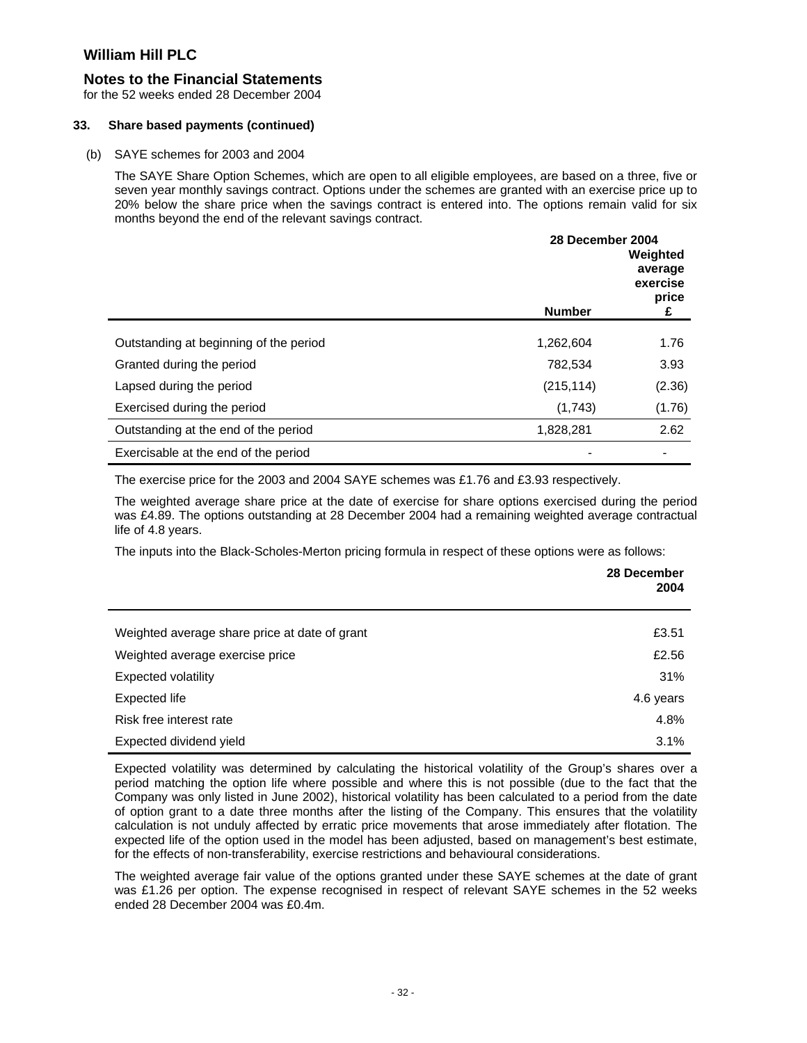# William Hill PLC

## Notes to the Financial Statements

for the 52 weeks ended 28 December 2004

### 33. Share based payments (continued)

(b) SAYE schemes for 2003 and 2004

The SAYE Share Option Schemes, which are open to all eligible employees, are based on a three, five or seven year monthly savings contract. Options under the schemes are granted with an exercise price up to 20% below the share price when the savings contract is entered into. The options remain valid for six months beyond the end of the relevant savings contract.

| | 28 December 2004 | |
|---|---|---|
| | Number | Weighted average exercise price £ |
| Outstanding at beginning of the period | 1,262,604 | 1.76 |
| Granted during the period | 782,534 | 3.93 |
| Lapsed during the period | (215,114) | (2.36) |
| Exercised during the period | (1,743) | (1.76) |
| Outstanding at the end of the period | 1,828,281 | 2.62 |
| Exercisable at the end of the period | - | - |

The exercise price for the 2003 and 2004 SAYE schemes was £1.76 and £3.93 respectively.

The weighted average share price at the date of exercise for share options exercised during the period was £4.89. The options outstanding at 28 December 2004 had a remaining weighted average contractual life of 4.8 years.

The inputs into the Black-Scholes-Merton pricing formula in respect of these options were as follows:

| | 28 December 2004 |
|---|---|
| Weighted average share price at date of grant | £3.51 |
| Weighted average exercise price | £2.56 |
| Expected volatility | 31% |
| Expected life | 4.6 years |
| Risk free interest rate | 4.8% |
| Expected dividend yield | 3.1% |

Expected volatility was determined by calculating the historical volatility of the Group's shares over a period matching the option life where possible and where this is not possible (due to the fact that the Company was only listed in June 2002), historical volatility has been calculated to a period from the date of option grant to a date three months after the listing of the Company. This ensures that the volatility calculation is not unduly affected by erratic price movements that arose immediately after flotation. The expected life of the option used in the model has been adjusted, based on management's best estimate, for the effects of non-transferability, exercise restrictions and behavioural considerations.

The weighted average fair value of the options granted under these SAYE schemes at the date of grant was £1.26 per option. The expense recognised in respect of relevant SAYE schemes in the 52 weeks ended 28 December 2004 was £0.4m.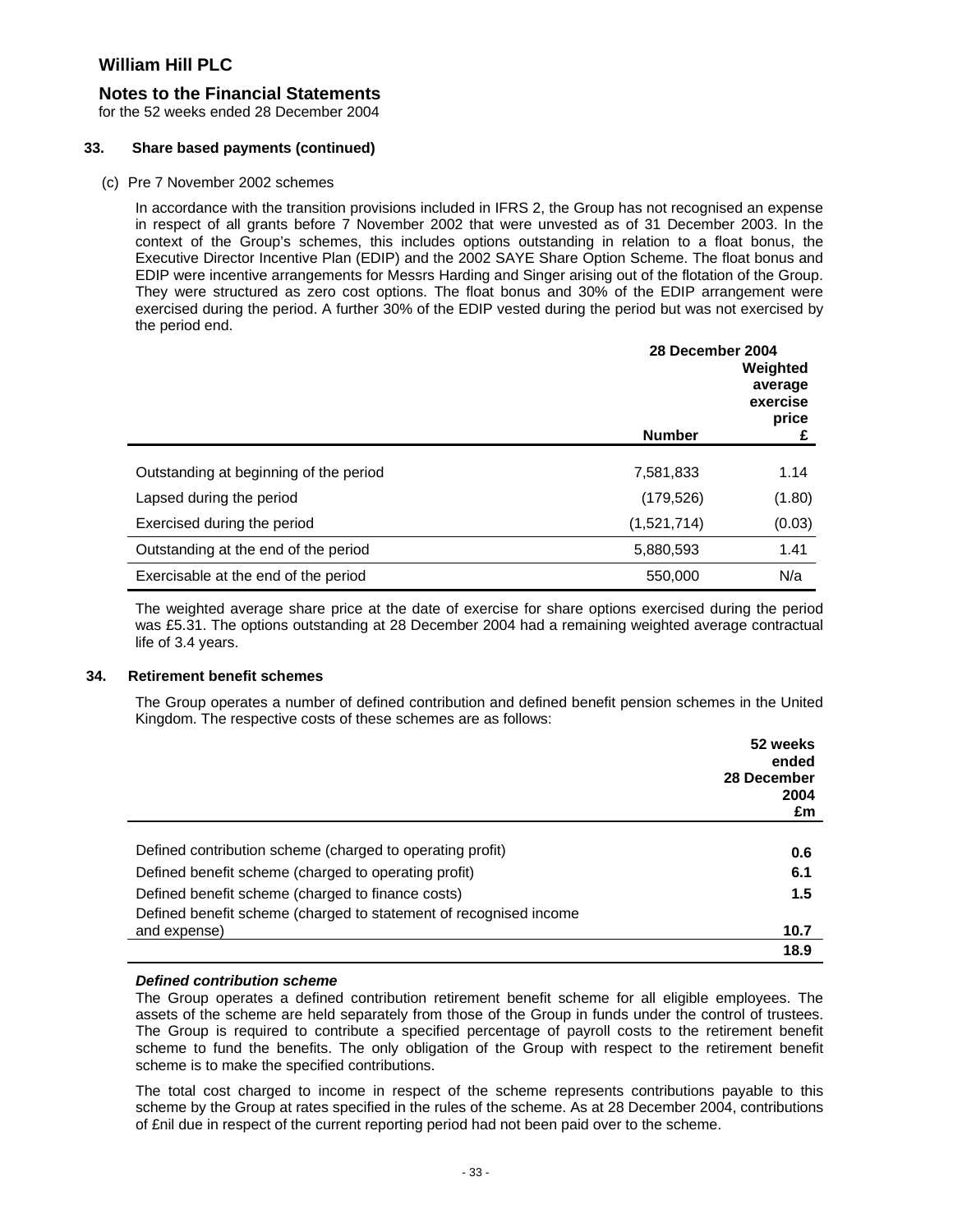# William Hill PLC

## Notes to the Financial Statements

for the 52 weeks ended 28 December 2004

### 33. Share based payments (continued)

(c) Pre 7 November 2002 schemes

In accordance with the transition provisions included in IFRS 2, the Group has not recognised an expense in respect of all grants before 7 November 2002 that were unvested as of 31 December 2003. In the context of the Group's schemes, this includes options outstanding in relation to a float bonus, the Executive Director Incentive Plan (EDIP) and the 2002 SAYE Share Option Scheme. The float bonus and EDIP were incentive arrangements for Messrs Harding and Singer arising out of the flotation of the Group. They were structured as zero cost options. The float bonus and 30% of the EDIP arrangement were exercised during the period. A further 30% of the EDIP vested during the period but was not exercised by the period end.

| | 28 December 2004 | |
|---|---|---|
| | **Number** | **Weighted average exercise price £** |
| Outstanding at beginning of the period | 7,581,833 | 1.14 |
| Lapsed during the period | (179,526) | (1.80) |
| Exercised during the period | (1,521,714) | (0.03) |
| Outstanding at the end of the period | 5,880,593 | 1.41 |
| Exercisable at the end of the period | 550,000 | N/a |

The weighted average share price at the date of exercise for share options exercised during the period was £5.31. The options outstanding at 28 December 2004 had a remaining weighted average contractual life of 3.4 years.

### 34. Retirement benefit schemes

The Group operates a number of defined contribution and defined benefit pension schemes in the United Kingdom. The respective costs of these schemes are as follows:

| | 52 weeks ended 28 December 2004 £m |
|---|---|
| Defined contribution scheme (charged to operating profit) | **0.6** |
| Defined benefit scheme (charged to operating profit) | **6.1** |
| Defined benefit scheme (charged to finance costs) | **1.5** |
| Defined benefit scheme (charged to statement of recognised income and expense) | **10.7** |
| | **18.9** |

***Defined contribution scheme***

The Group operates a defined contribution retirement benefit scheme for all eligible employees. The assets of the scheme are held separately from those of the Group in funds under the control of trustees. The Group is required to contribute a specified percentage of payroll costs to the retirement benefit scheme to fund the benefits. The only obligation of the Group with respect to the retirement benefit scheme is to make the specified contributions.

The total cost charged to income in respect of the scheme represents contributions payable to this scheme by the Group at rates specified in the rules of the scheme. As at 28 December 2004, contributions of £nil due in respect of the current reporting period had not been paid over to the scheme.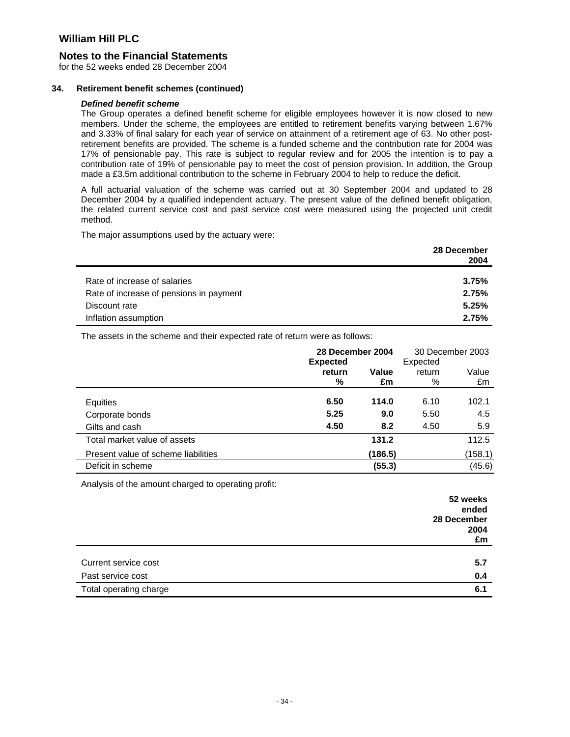# William Hill PLC

## Notes to the Financial Statements

for the 52 weeks ended 28 December 2004

### 34. Retirement benefit schemes (continued)

***Defined benefit scheme***

The Group operates a defined benefit scheme for eligible employees however it is now closed to new members. Under the scheme, the employees are entitled to retirement benefits varying between 1.67% and 3.33% of final salary for each year of service on attainment of a retirement age of 63. No other post-retirement benefits are provided. The scheme is a funded scheme and the contribution rate for 2004 was 17% of pensionable pay. This rate is subject to regular review and for 2005 the intention is to pay a contribution rate of 19% of pensionable pay to meet the cost of pension provision. In addition, the Group made a £3.5m additional contribution to the scheme in February 2004 to help to reduce the deficit.

A full actuarial valuation of the scheme was carried out at 30 September 2004 and updated to 28 December 2004 by a qualified independent actuary. The present value of the defined benefit obligation, the related current service cost and past service cost were measured using the projected unit credit method.

The major assumptions used by the actuary were:

| | **28 December 2004** |
|---|---|
| Rate of increase of salaries | **3.75%** |
| Rate of increase of pensions in payment | **2.75%** |
| Discount rate | **5.25%** |
| Inflation assumption | **2.75%** |

The assets in the scheme and their expected rate of return were as follows:

| | **28 December 2004** | | 30 December 2003 | |
|---|---|---|---|---|
| | **Expected return %** | **Value £m** | Expected return % | Value £m |
| Equities | **6.50** | **114.0** | 6.10 | 102.1 |
| Corporate bonds | **5.25** | **9.0** | 5.50 | 4.5 |
| Gilts and cash | **4.50** | **8.2** | 4.50 | 5.9 |
| Total market value of assets | | **131.2** | | 112.5 |
| Present value of scheme liabilities | | **(186.5)** | | (158.1) |
| Deficit in scheme | | **(55.3)** | | (45.6) |

Analysis of the amount charged to operating profit:

| | **52 weeks ended 28 December 2004 £m** |
|---|---|
| Current service cost | **5.7** |
| Past service cost | **0.4** |
| Total operating charge | **6.1** |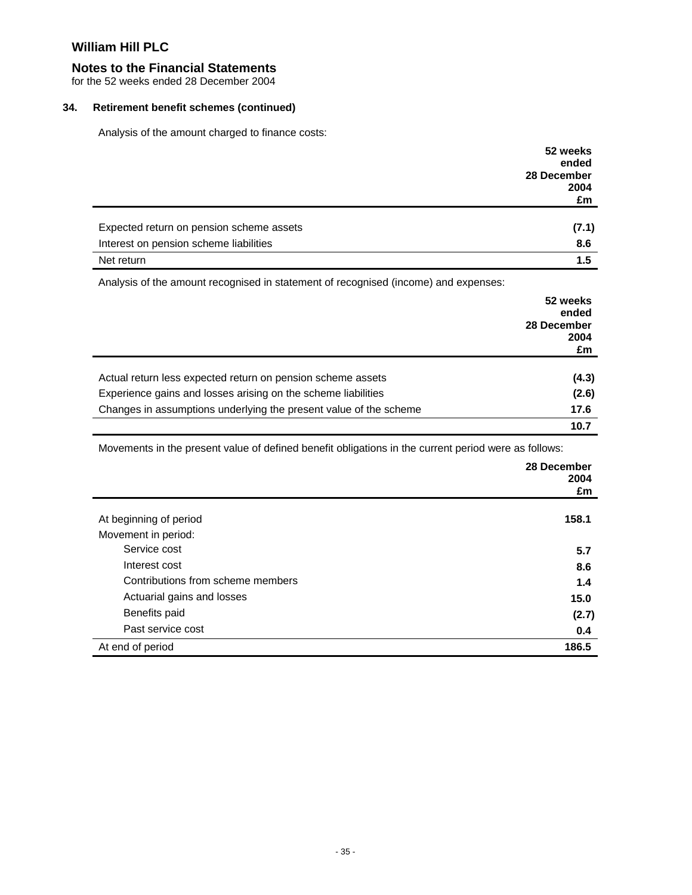# William Hill PLC

## Notes to the Financial Statements

for the 52 weeks ended 28 December 2004

### 34. Retirement benefit schemes (continued)

Analysis of the amount charged to finance costs:

| | 52 weeks ended 28 December 2004 £m |
|---|---|
| Expected return on pension scheme assets | (7.1) |
| Interest on pension scheme liabilities | 8.6 |
| Net return | 1.5 |

Analysis of the amount recognised in statement of recognised (income) and expenses:

| | 52 weeks ended 28 December 2004 £m |
|---|---|
| Actual return less expected return on pension scheme assets | (4.3) |
| Experience gains and losses arising on the scheme liabilities | (2.6) |
| Changes in assumptions underlying the present value of the scheme | 17.6 |
| | 10.7 |

Movements in the present value of defined benefit obligations in the current period were as follows:

| | 28 December 2004 £m |
|---|---|
| At beginning of period | 158.1 |
| Movement in period: | |
| Service cost | 5.7 |
| Interest cost | 8.6 |
| Contributions from scheme members | 1.4 |
| Actuarial gains and losses | 15.0 |
| Benefits paid | (2.7) |
| Past service cost | 0.4 |
| At end of period | 186.5 |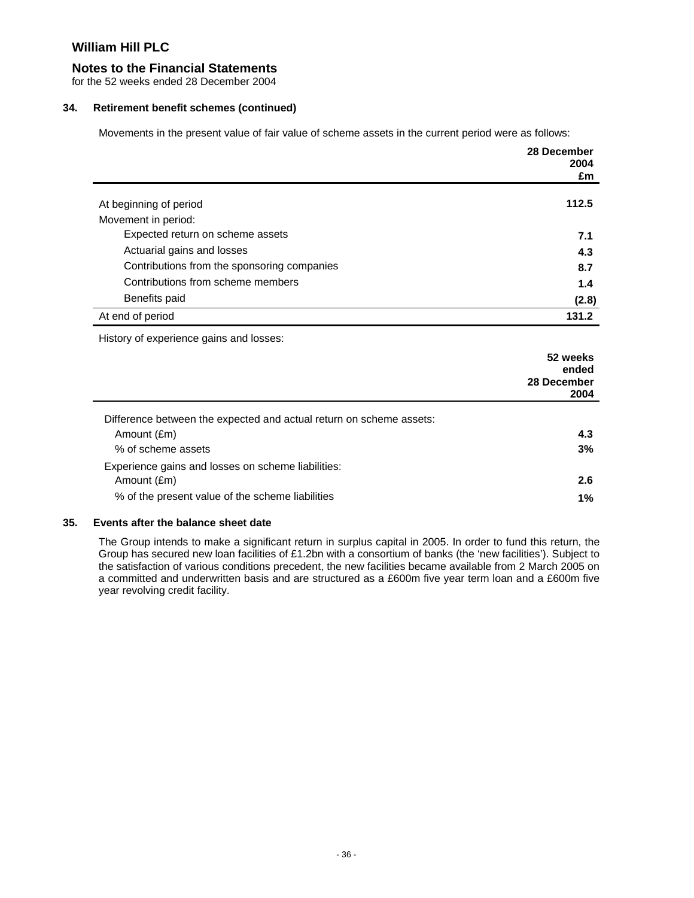# William Hill PLC

## Notes to the Financial Statements

for the 52 weeks ended 28 December 2004

### 34. Retirement benefit schemes (continued)

Movements in the present value of fair value of scheme assets in the current period were as follows:

| | 28 December 2004 £m |
|---|---|
| At beginning of period | **112.5** |
| Movement in period: | |
| Expected return on scheme assets | **7.1** |
| Actuarial gains and losses | **4.3** |
| Contributions from the sponsoring companies | **8.7** |
| Contributions from scheme members | **1.4** |
| Benefits paid | **(2.8)** |
| At end of period | **131.2** |

History of experience gains and losses:

| | 52 weeks ended 28 December 2004 |
|---|---|
| Difference between the expected and actual return on scheme assets: | |
| Amount (£m) | **4.3** |
| % of scheme assets | **3%** |
| Experience gains and losses on scheme liabilities: | |
| Amount (£m) | **2.6** |
| % of the present value of the scheme liabilities | **1%** |

### 35. Events after the balance sheet date

The Group intends to make a significant return in surplus capital in 2005. In order to fund this return, the Group has secured new loan facilities of £1.2bn with a consortium of banks (the 'new facilities'). Subject to the satisfaction of various conditions precedent, the new facilities became available from 2 March 2005 on a committed and underwritten basis and are structured as a £600m five year term loan and a £600m five year revolving credit facility.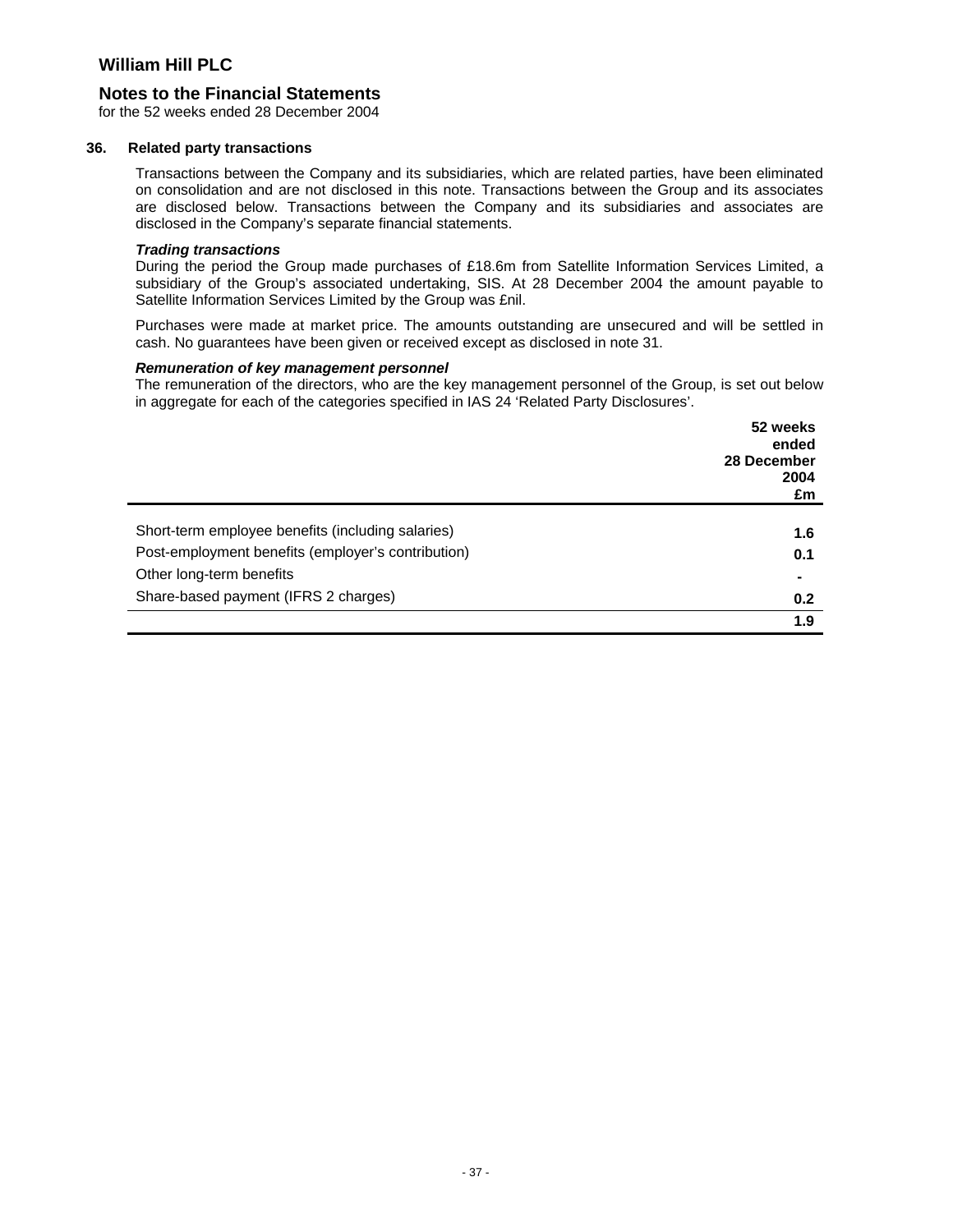# William Hill PLC

## Notes to the Financial Statements

for the 52 weeks ended 28 December 2004

### 36. Related party transactions

Transactions between the Company and its subsidiaries, which are related parties, have been eliminated on consolidation and are not disclosed in this note. Transactions between the Group and its associates are disclosed below. Transactions between the Company and its subsidiaries and associates are disclosed in the Company's separate financial statements.

***Trading transactions***

During the period the Group made purchases of £18.6m from Satellite Information Services Limited, a subsidiary of the Group's associated undertaking, SIS. At 28 December 2004 the amount payable to Satellite Information Services Limited by the Group was £nil.

Purchases were made at market price. The amounts outstanding are unsecured and will be settled in cash. No guarantees have been given or received except as disclosed in note 31.

***Remuneration of key management personnel***

The remuneration of the directors, who are the key management personnel of the Group, is set out below in aggregate for each of the categories specified in IAS 24 'Related Party Disclosures'.

| | 52 weeks ended 28 December 2004 £m |
|---|---|
| Short-term employee benefits (including salaries) | **1.6** |
| Post-employment benefits (employer's contribution) | **0.1** |
| Other long-term benefits | **-** |
| Share-based payment (IFRS 2 charges) | **0.2** |
| | **1.9** |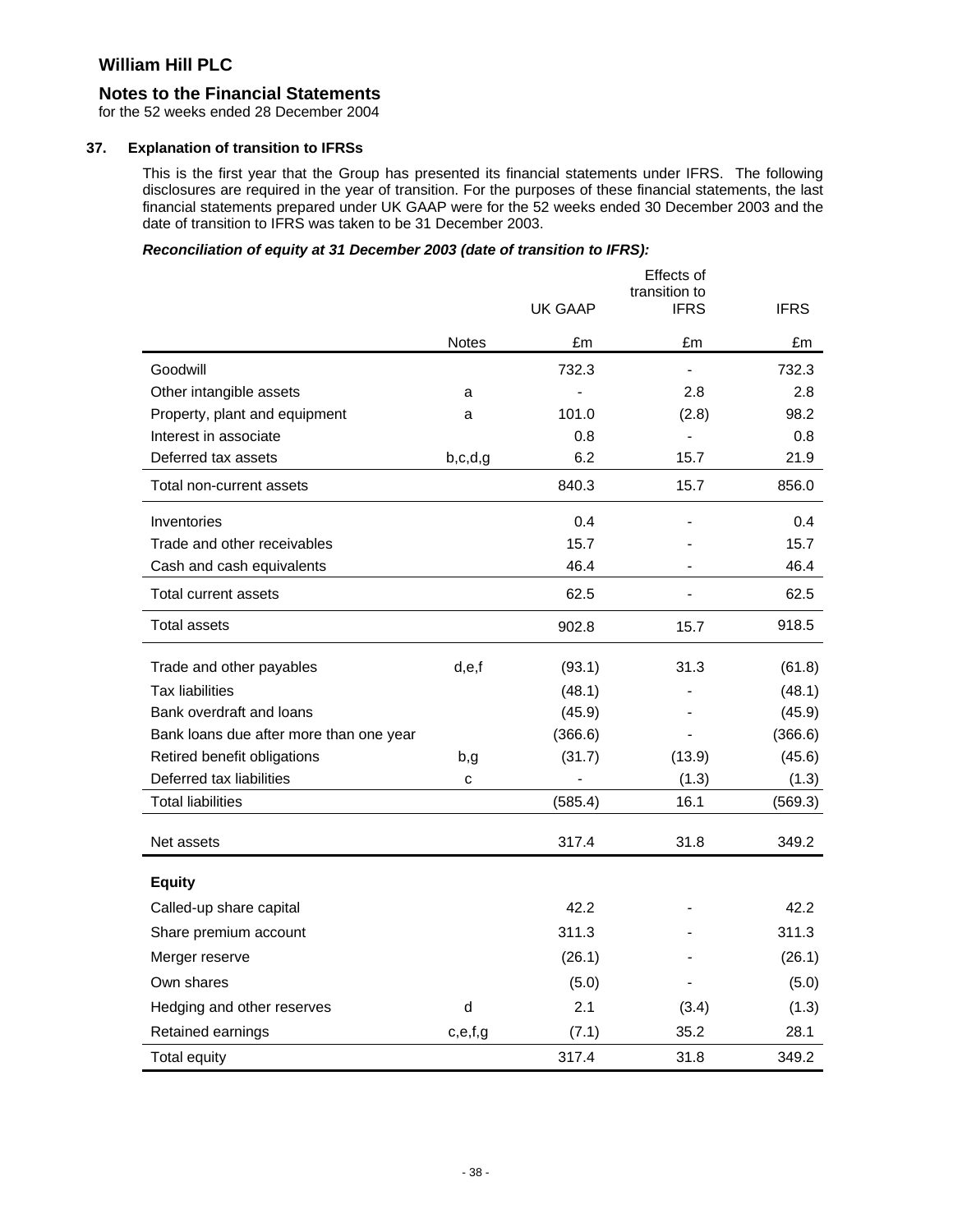## William Hill PLC

### Notes to the Financial Statements

for the 52 weeks ended 28 December 2004

### 37. Explanation of transition to IFRSs

This is the first year that the Group has presented its financial statements under IFRS. The following disclosures are required in the year of transition. For the purposes of these financial statements, the last financial statements prepared under UK GAAP were for the 52 weeks ended 30 December 2003 and the date of transition to IFRS was taken to be 31 December 2003.

***Reconciliation of equity at 31 December 2003 (date of transition to IFRS):***

| | Notes | UK GAAP £m | Effects of transition to IFRS £m | IFRS £m |
|---|---|---|---|---|
| Goodwill | | 732.3 | - | 732.3 |
| Other intangible assets | a | - | 2.8 | 2.8 |
| Property, plant and equipment | a | 101.0 | (2.8) | 98.2 |
| Interest in associate | | 0.8 | - | 0.8 |
| Deferred tax assets | b,c,d,g | 6.2 | 15.7 | 21.9 |
| Total non-current assets | | 840.3 | 15.7 | 856.0 |
| Inventories | | 0.4 | - | 0.4 |
| Trade and other receivables | | 15.7 | - | 15.7 |
| Cash and cash equivalents | | 46.4 | - | 46.4 |
| Total current assets | | 62.5 | - | 62.5 |
| Total assets | | 902.8 | 15.7 | 918.5 |
| Trade and other payables | d,e,f | (93.1) | 31.3 | (61.8) |
| Tax liabilities | | (48.1) | - | (48.1) |
| Bank overdraft and loans | | (45.9) | - | (45.9) |
| Bank loans due after more than one year | | (366.6) | - | (366.6) |
| Retired benefit obligations | b,g | (31.7) | (13.9) | (45.6) |
| Deferred tax liabilities | c | - | (1.3) | (1.3) |
| Total liabilities | | (585.4) | 16.1 | (569.3) |
| Net assets | | 317.4 | 31.8 | 349.2 |
| **Equity** | | | | |
| Called-up share capital | | 42.2 | - | 42.2 |
| Share premium account | | 311.3 | - | 311.3 |
| Merger reserve | | (26.1) | - | (26.1) |
| Own shares | | (5.0) | - | (5.0) |
| Hedging and other reserves | d | 2.1 | (3.4) | (1.3) |
| Retained earnings | c,e,f,g | (7.1) | 35.2 | 28.1 |
| Total equity | | 317.4 | 31.8 | 349.2 |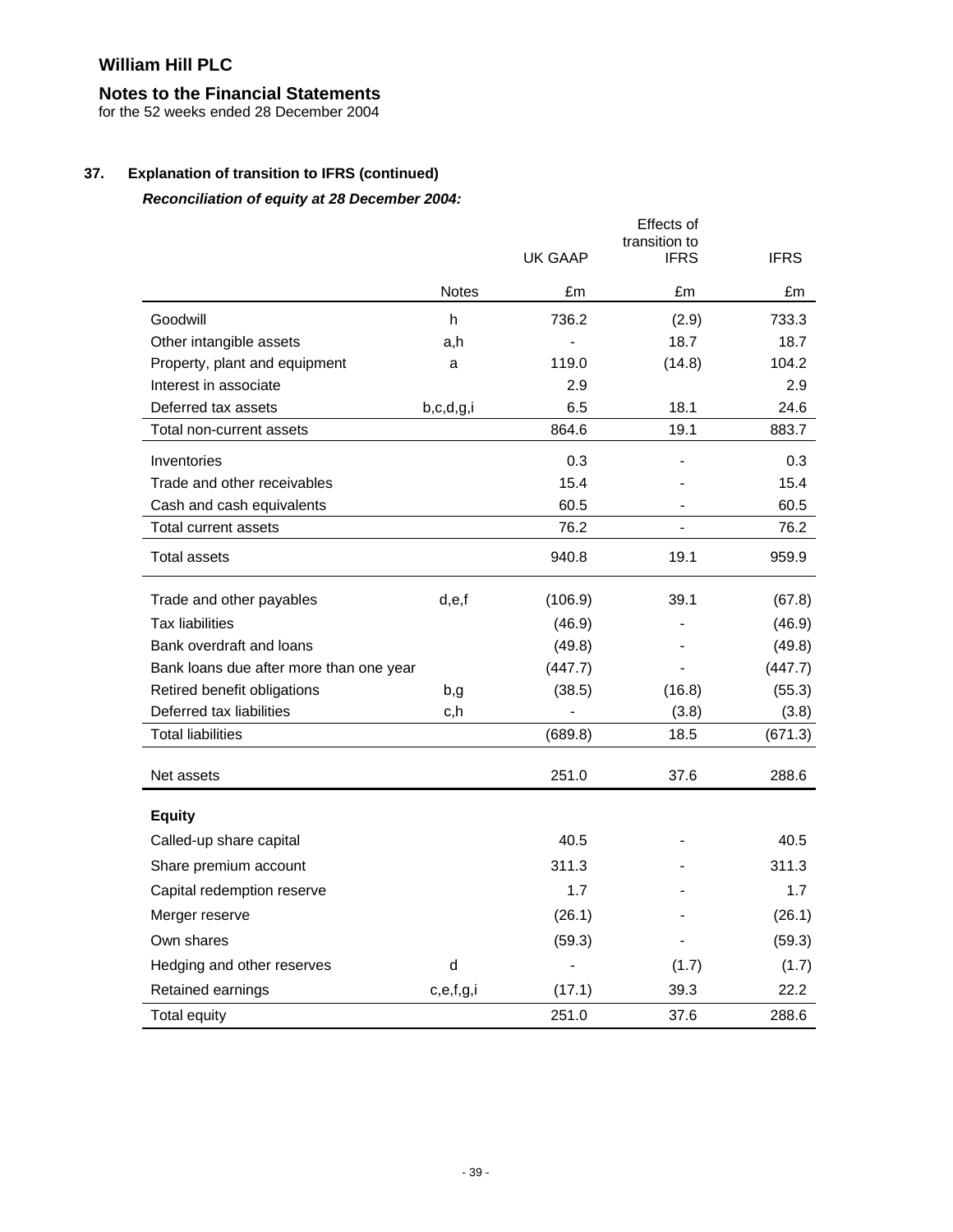# William Hill PLC

## Notes to the Financial Statements

for the 52 weeks ended 28 December 2004

### 37. Explanation of transition to IFRS (continued)

***Reconciliation of equity at 28 December 2004:***

| | Notes | UK GAAP | Effects of transition to IFRS | IFRS |
|---|---|---|---|---|
| | | £m | £m | £m |
| Goodwill | h | 736.2 | (2.9) | 733.3 |
| Other intangible assets | a,h | - | 18.7 | 18.7 |
| Property, plant and equipment | a | 119.0 | (14.8) | 104.2 |
| Interest in associate | | 2.9 | | 2.9 |
| Deferred tax assets | b,c,d,g,i | 6.5 | 18.1 | 24.6 |
| Total non-current assets | | 864.6 | 19.1 | 883.7 |
| Inventories | | 0.3 | - | 0.3 |
| Trade and other receivables | | 15.4 | - | 15.4 |
| Cash and cash equivalents | | 60.5 | - | 60.5 |
| Total current assets | | 76.2 | - | 76.2 |
| Total assets | | 940.8 | 19.1 | 959.9 |
| Trade and other payables | d,e,f | (106.9) | 39.1 | (67.8) |
| Tax liabilities | | (46.9) | - | (46.9) |
| Bank overdraft and loans | | (49.8) | - | (49.8) |
| Bank loans due after more than one year | | (447.7) | - | (447.7) |
| Retired benefit obligations | b,g | (38.5) | (16.8) | (55.3) |
| Deferred tax liabilities | c,h | - | (3.8) | (3.8) |
| Total liabilities | | (689.8) | 18.5 | (671.3) |
| Net assets | | 251.0 | 37.6 | 288.6 |
| **Equity** | | | | |
| Called-up share capital | | 40.5 | - | 40.5 |
| Share premium account | | 311.3 | - | 311.3 |
| Capital redemption reserve | | 1.7 | - | 1.7 |
| Merger reserve | | (26.1) | - | (26.1) |
| Own shares | | (59.3) | - | (59.3) |
| Hedging and other reserves | d | - | (1.7) | (1.7) |
| Retained earnings | c,e,f,g,i | (17.1) | 39.3 | 22.2 |
| Total equity | | 251.0 | 37.6 | 288.6 |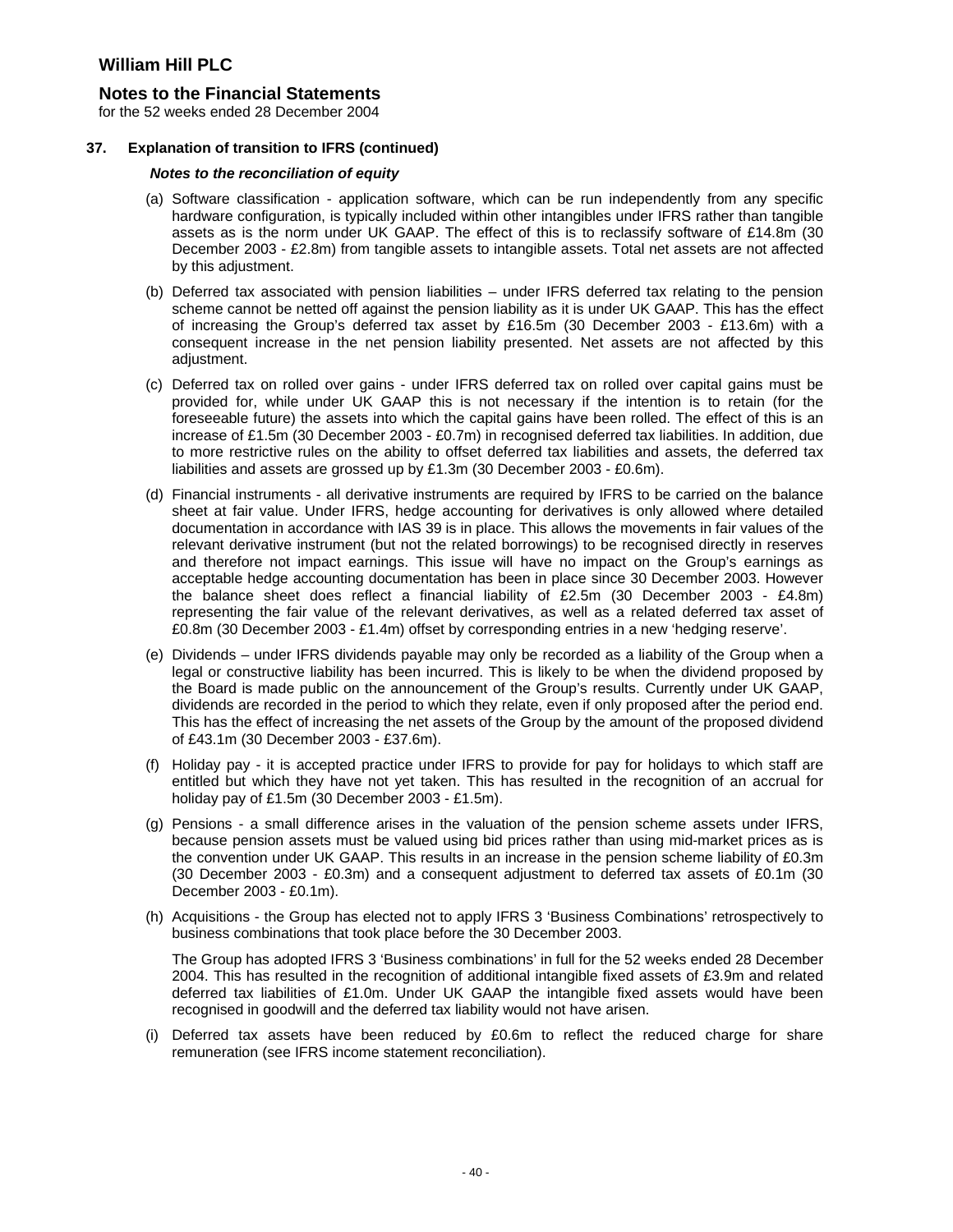# William Hill PLC

## Notes to the Financial Statements

for the 52 weeks ended 28 December 2004

### 37. Explanation of transition to IFRS (continued)

***Notes to the reconciliation of equity***

(a) Software classification - application software, which can be run independently from any specific hardware configuration, is typically included within other intangibles under IFRS rather than tangible assets as is the norm under UK GAAP. The effect of this is to reclassify software of £14.8m (30 December 2003 - £2.8m) from tangible assets to intangible assets. Total net assets are not affected by this adjustment.

(b) Deferred tax associated with pension liabilities – under IFRS deferred tax relating to the pension scheme cannot be netted off against the pension liability as it is under UK GAAP. This has the effect of increasing the Group's deferred tax asset by £16.5m (30 December 2003 - £13.6m) with a consequent increase in the net pension liability presented. Net assets are not affected by this adjustment.

(c) Deferred tax on rolled over gains - under IFRS deferred tax on rolled over capital gains must be provided for, while under UK GAAP this is not necessary if the intention is to retain (for the foreseeable future) the assets into which the capital gains have been rolled. The effect of this is an increase of £1.5m (30 December 2003 - £0.7m) in recognised deferred tax liabilities. In addition, due to more restrictive rules on the ability to offset deferred tax liabilities and assets, the deferred tax liabilities and assets are grossed up by £1.3m (30 December 2003 - £0.6m).

(d) Financial instruments - all derivative instruments are required by IFRS to be carried on the balance sheet at fair value. Under IFRS, hedge accounting for derivatives is only allowed where detailed documentation in accordance with IAS 39 is in place. This allows the movements in fair values of the relevant derivative instrument (but not the related borrowings) to be recognised directly in reserves and therefore not impact earnings. This issue will have no impact on the Group's earnings as acceptable hedge accounting documentation has been in place since 30 December 2003. However the balance sheet does reflect a financial liability of £2.5m (30 December 2003 - £4.8m) representing the fair value of the relevant derivatives, as well as a related deferred tax asset of £0.8m (30 December 2003 - £1.4m) offset by corresponding entries in a new 'hedging reserve'.

(e) Dividends – under IFRS dividends payable may only be recorded as a liability of the Group when a legal or constructive liability has been incurred. This is likely to be when the dividend proposed by the Board is made public on the announcement of the Group's results. Currently under UK GAAP, dividends are recorded in the period to which they relate, even if only proposed after the period end. This has the effect of increasing the net assets of the Group by the amount of the proposed dividend of £43.1m (30 December 2003 - £37.6m).

(f) Holiday pay - it is accepted practice under IFRS to provide for pay for holidays to which staff are entitled but which they have not yet taken. This has resulted in the recognition of an accrual for holiday pay of £1.5m (30 December 2003 - £1.5m).

(g) Pensions - a small difference arises in the valuation of the pension scheme assets under IFRS, because pension assets must be valued using bid prices rather than using mid-market prices as is the convention under UK GAAP. This results in an increase in the pension scheme liability of £0.3m (30 December 2003 - £0.3m) and a consequent adjustment to deferred tax assets of £0.1m (30 December 2003 - £0.1m).

(h) Acquisitions - the Group has elected not to apply IFRS 3 'Business Combinations' retrospectively to business combinations that took place before the 30 December 2003.

The Group has adopted IFRS 3 'Business combinations' in full for the 52 weeks ended 28 December 2004. This has resulted in the recognition of additional intangible fixed assets of £3.9m and related deferred tax liabilities of £1.0m. Under UK GAAP the intangible fixed assets would have been recognised in goodwill and the deferred tax liability would not have arisen.

(i) Deferred tax assets have been reduced by £0.6m to reflect the reduced charge for share remuneration (see IFRS income statement reconciliation).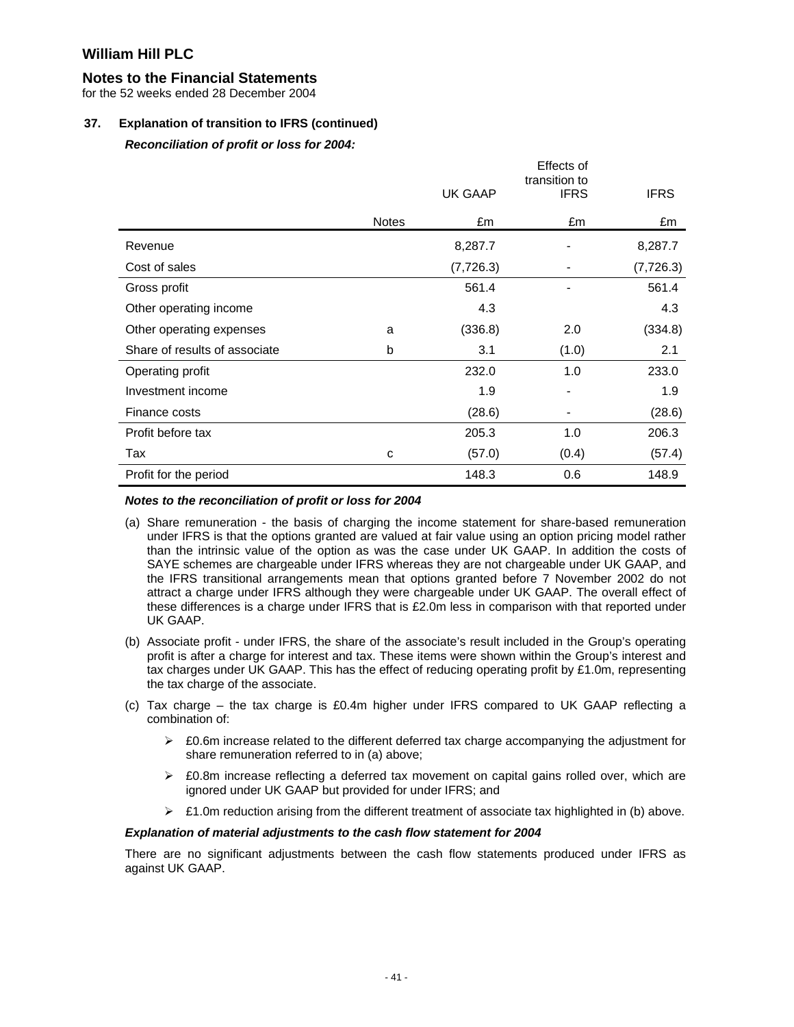# William Hill PLC

## Notes to the Financial Statements

for the 52 weeks ended 28 December 2004

### 37. Explanation of transition to IFRS (continued)

***Reconciliation of profit or loss for 2004:***

| | Notes | UK GAAP | Effects of transition to IFRS | IFRS |
|---|---|---|---|---|
| | | £m | £m | £m |
| Revenue | | 8,287.7 | - | 8,287.7 |
| Cost of sales | | (7,726.3) | - | (7,726.3) |
| Gross profit | | 561.4 | - | 561.4 |
| Other operating income | | 4.3 | | 4.3 |
| Other operating expenses | a | (336.8) | 2.0 | (334.8) |
| Share of results of associate | b | 3.1 | (1.0) | 2.1 |
| Operating profit | | 232.0 | 1.0 | 233.0 |
| Investment income | | 1.9 | - | 1.9 |
| Finance costs | | (28.6) | - | (28.6) |
| Profit before tax | | 205.3 | 1.0 | 206.3 |
| Tax | c | (57.0) | (0.4) | (57.4) |
| Profit for the period | | 148.3 | 0.6 | 148.9 |

***Notes to the reconciliation of profit or loss for 2004***

(a) Share remuneration - the basis of charging the income statement for share-based remuneration under IFRS is that the options granted are valued at fair value using an option pricing model rather than the intrinsic value of the option as was the case under UK GAAP. In addition the costs of SAYE schemes are chargeable under IFRS whereas they are not chargeable under UK GAAP, and the IFRS transitional arrangements mean that options granted before 7 November 2002 do not attract a charge under IFRS although they were chargeable under UK GAAP. The overall effect of these differences is a charge under IFRS that is £2.0m less in comparison with that reported under UK GAAP.

(b) Associate profit - under IFRS, the share of the associate's result included in the Group's operating profit is after a charge for interest and tax. These items were shown within the Group's interest and tax charges under UK GAAP. This has the effect of reducing operating profit by £1.0m, representing the tax charge of the associate.

(c) Tax charge – the tax charge is £0.4m higher under IFRS compared to UK GAAP reflecting a combination of:

- £0.6m increase related to the different deferred tax charge accompanying the adjustment for share remuneration referred to in (a) above;
- £0.8m increase reflecting a deferred tax movement on capital gains rolled over, which are ignored under UK GAAP but provided for under IFRS; and
- £1.0m reduction arising from the different treatment of associate tax highlighted in (b) above.

***Explanation of material adjustments to the cash flow statement for 2004***

There are no significant adjustments between the cash flow statements produced under IFRS as against UK GAAP.